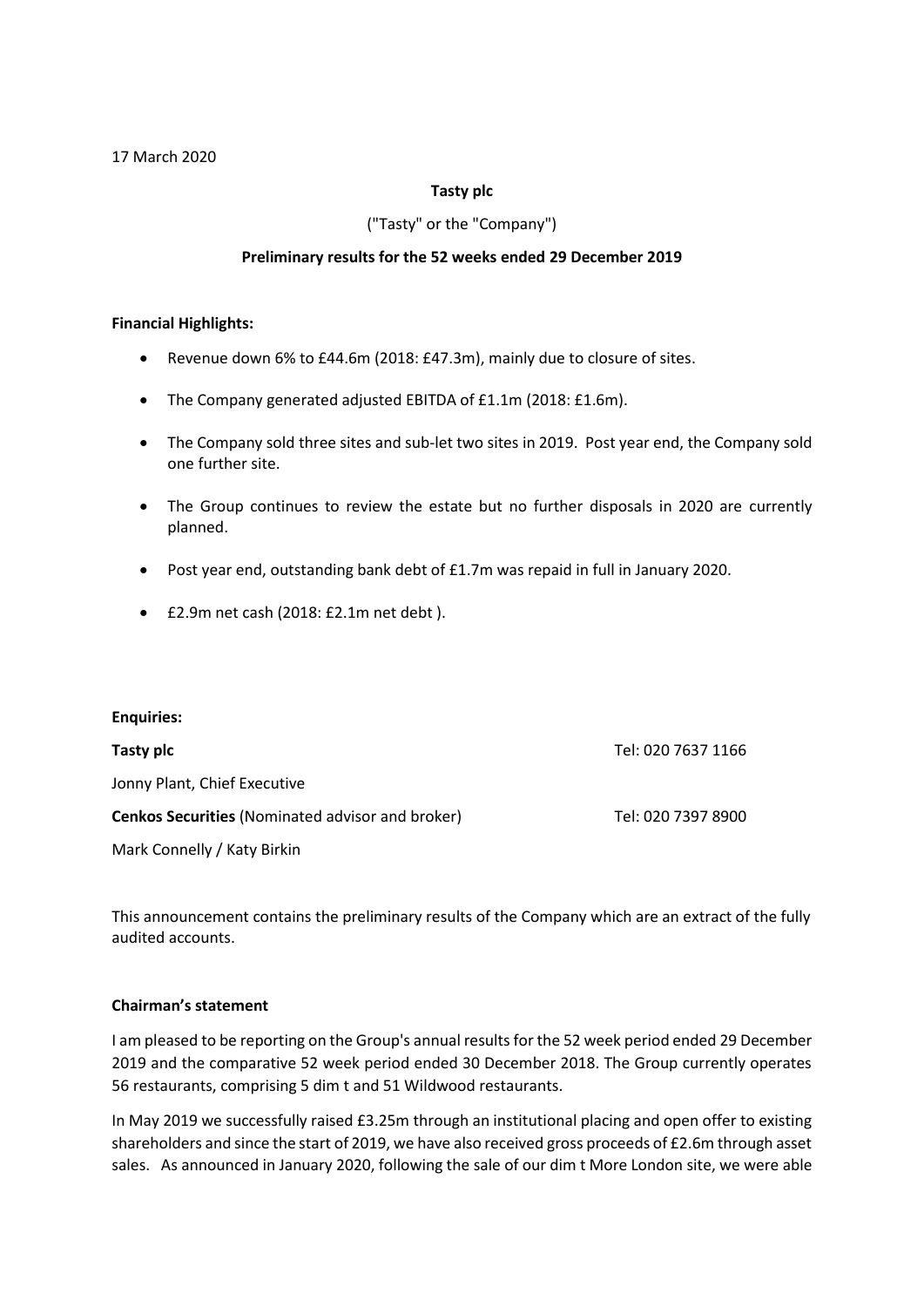17 March 2020

**Tasty plc**

("Tasty" or the "Company")

**Preliminary results for the 52 weeks ended 29 December 2019**

**Financial Highlights:**

- Revenue down 6% to £44.6m (2018: £47.3m), mainly due to closure of sites.
- The Company generated adjusted EBITDA of £1.1m (2018: £1.6m).
- The Company sold three sites and sub-let two sites in 2019. Post year end, the Company sold one further site.
- The Group continues to review the estate but no further disposals in 2020 are currently planned.
- Post year end, outstanding bank debt of £1.7m was repaid in full in January 2020.
- £2.9m net cash (2018: £2.1m net debt ).

**Enquiries:**

| | |
|---|---|
| **Tasty plc** | Tel: 020 7637 1166 |
| Jonny Plant, Chief Executive | |
| **Cenkos Securities** (Nominated advisor and broker) | Tel: 020 7397 8900 |
| Mark Connelly / Katy Birkin | |

This announcement contains the preliminary results of the Company which are an extract of the fully audited accounts.

**Chairman's statement**

I am pleased to be reporting on the Group's annual results for the 52 week period ended 29 December 2019 and the comparative 52 week period ended 30 December 2018. The Group currently operates 56 restaurants, comprising 5 dim t and 51 Wildwood restaurants.

In May 2019 we successfully raised £3.25m through an institutional placing and open offer to existing shareholders and since the start of 2019, we have also received gross proceeds of £2.6m through asset sales. As announced in January 2020, following the sale of our dim t More London site, we were able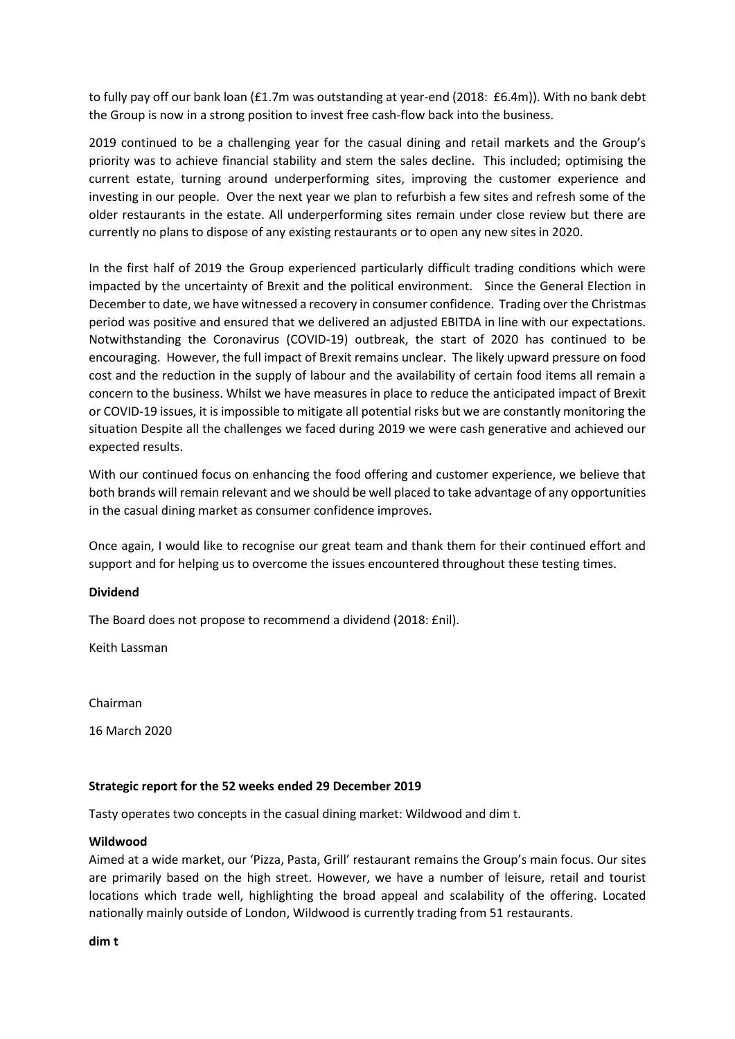to fully pay off our bank loan (£1.7m was outstanding at year-end (2018: £6.4m)). With no bank debt the Group is now in a strong position to invest free cash-flow back into the business.

2019 continued to be a challenging year for the casual dining and retail markets and the Group's priority was to achieve financial stability and stem the sales decline. This included; optimising the current estate, turning around underperforming sites, improving the customer experience and investing in our people. Over the next year we plan to refurbish a few sites and refresh some of the older restaurants in the estate. All underperforming sites remain under close review but there are currently no plans to dispose of any existing restaurants or to open any new sites in 2020.

In the first half of 2019 the Group experienced particularly difficult trading conditions which were impacted by the uncertainty of Brexit and the political environment. Since the General Election in December to date, we have witnessed a recovery in consumer confidence. Trading over the Christmas period was positive and ensured that we delivered an adjusted EBITDA in line with our expectations. Notwithstanding the Coronavirus (COVID-19) outbreak, the start of 2020 has continued to be encouraging. However, the full impact of Brexit remains unclear. The likely upward pressure on food cost and the reduction in the supply of labour and the availability of certain food items all remain a concern to the business. Whilst we have measures in place to reduce the anticipated impact of Brexit or COVID-19 issues, it is impossible to mitigate all potential risks but we are constantly monitoring the situation Despite all the challenges we faced during 2019 we were cash generative and achieved our expected results.

With our continued focus on enhancing the food offering and customer experience, we believe that both brands will remain relevant and we should be well placed to take advantage of any opportunities in the casual dining market as consumer confidence improves.

Once again, I would like to recognise our great team and thank them for their continued effort and support and for helping us to overcome the issues encountered throughout these testing times.

**Dividend**

The Board does not propose to recommend a dividend (2018: £nil).

Keith Lassman

Chairman

16 March 2020

**Strategic report for the 52 weeks ended 29 December 2019**

Tasty operates two concepts in the casual dining market: Wildwood and dim t.

**Wildwood**

Aimed at a wide market, our 'Pizza, Pasta, Grill' restaurant remains the Group's main focus. Our sites are primarily based on the high street. However, we have a number of leisure, retail and tourist locations which trade well, highlighting the broad appeal and scalability of the offering. Located nationally mainly outside of London, Wildwood is currently trading from 51 restaurants.

**dim t**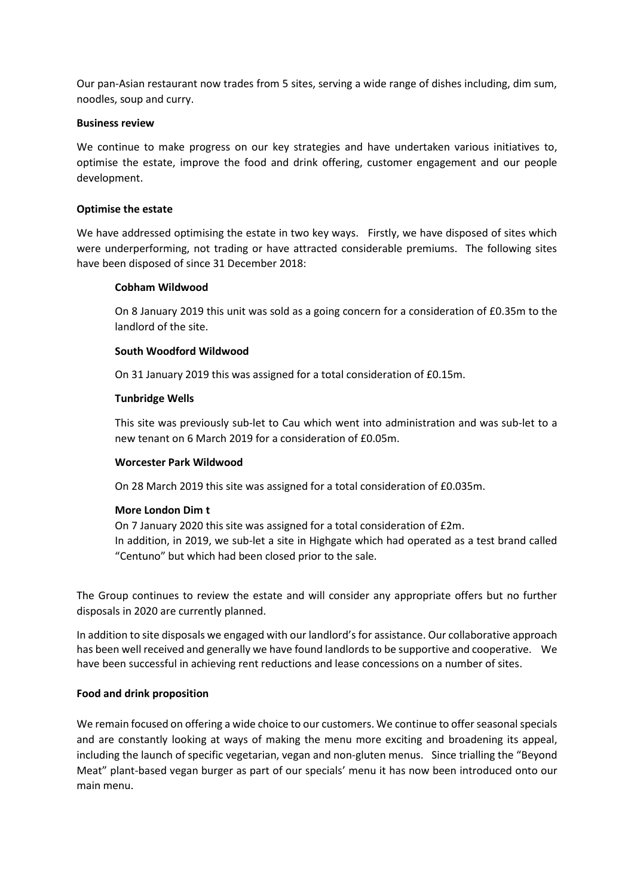Our pan-Asian restaurant now trades from 5 sites, serving a wide range of dishes including, dim sum, noodles, soup and curry.

**Business review**

We continue to make progress on our key strategies and have undertaken various initiatives to, optimise the estate, improve the food and drink offering, customer engagement and our people development.

**Optimise the estate**

We have addressed optimising the estate in two key ways. Firstly, we have disposed of sites which were underperforming, not trading or have attracted considerable premiums. The following sites have been disposed of since 31 December 2018:

**Cobham Wildwood**

On 8 January 2019 this unit was sold as a going concern for a consideration of £0.35m to the landlord of the site.

**South Woodford Wildwood**

On 31 January 2019 this was assigned for a total consideration of £0.15m.

**Tunbridge Wells**

This site was previously sub-let to Cau which went into administration and was sub-let to a new tenant on 6 March 2019 for a consideration of £0.05m.

**Worcester Park Wildwood**

On 28 March 2019 this site was assigned for a total consideration of £0.035m.

**More London Dim t**

On 7 January 2020 this site was assigned for a total consideration of £2m.
In addition, in 2019, we sub-let a site in Highgate which had operated as a test brand called "Centuno" but which had been closed prior to the sale.

The Group continues to review the estate and will consider any appropriate offers but no further disposals in 2020 are currently planned.

In addition to site disposals we engaged with our landlord's for assistance. Our collaborative approach has been well received and generally we have found landlords to be supportive and cooperative. We have been successful in achieving rent reductions and lease concessions on a number of sites.

**Food and drink proposition**

We remain focused on offering a wide choice to our customers. We continue to offer seasonal specials and are constantly looking at ways of making the menu more exciting and broadening its appeal, including the launch of specific vegetarian, vegan and non-gluten menus. Since trialling the "Beyond Meat" plant-based vegan burger as part of our specials' menu it has now been introduced onto our main menu.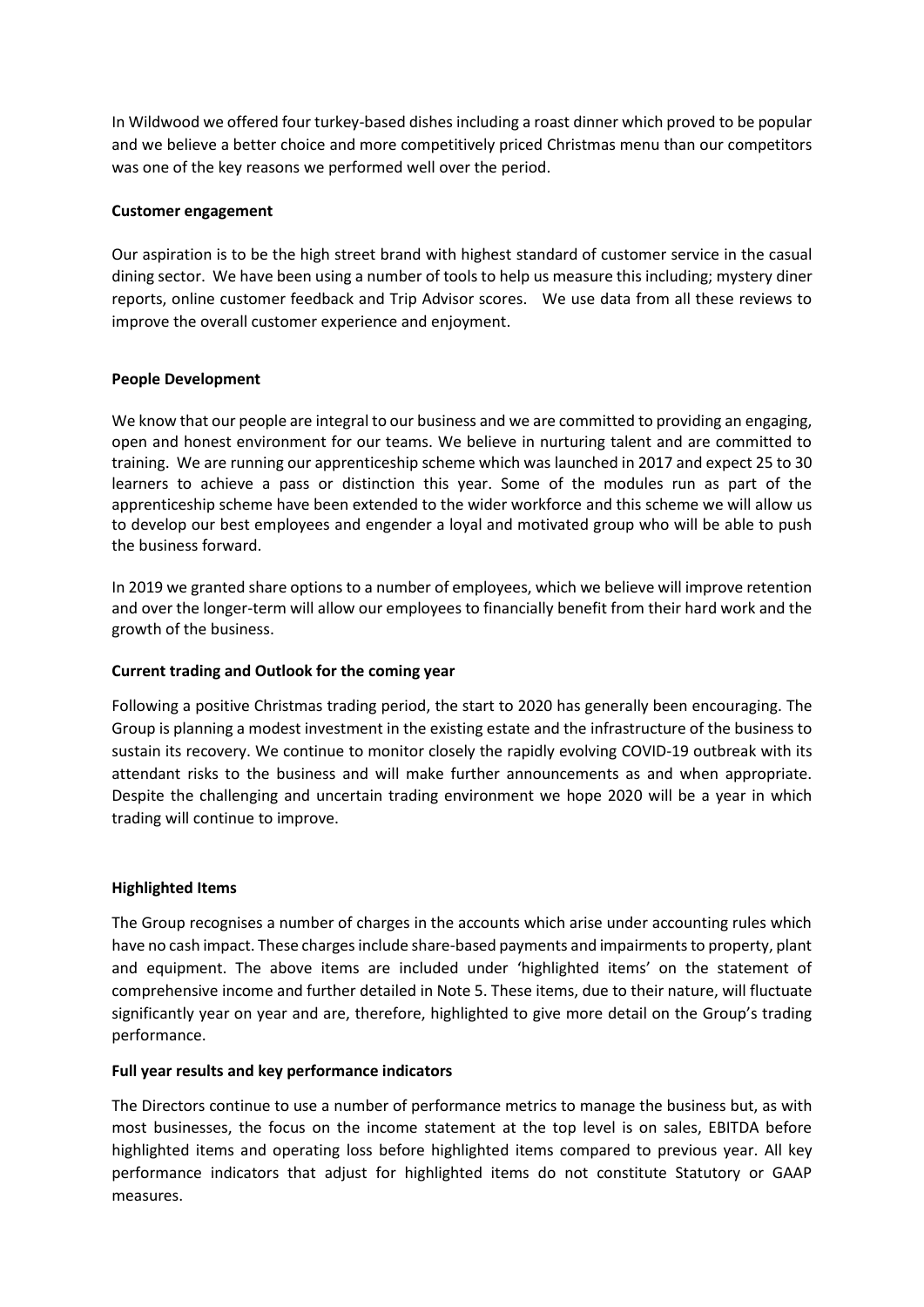In Wildwood we offered four turkey-based dishes including a roast dinner which proved to be popular and we believe a better choice and more competitively priced Christmas menu than our competitors was one of the key reasons we performed well over the period.

**Customer engagement**

Our aspiration is to be the high street brand with highest standard of customer service in the casual dining sector. We have been using a number of tools to help us measure this including; mystery diner reports, online customer feedback and Trip Advisor scores. We use data from all these reviews to improve the overall customer experience and enjoyment.

**People Development**

We know that our people are integral to our business and we are committed to providing an engaging, open and honest environment for our teams. We believe in nurturing talent and are committed to training. We are running our apprenticeship scheme which was launched in 2017 and expect 25 to 30 learners to achieve a pass or distinction this year. Some of the modules run as part of the apprenticeship scheme have been extended to the wider workforce and this scheme we will allow us to develop our best employees and engender a loyal and motivated group who will be able to push the business forward.

In 2019 we granted share options to a number of employees, which we believe will improve retention and over the longer-term will allow our employees to financially benefit from their hard work and the growth of the business.

**Current trading and Outlook for the coming year**

Following a positive Christmas trading period, the start to 2020 has generally been encouraging. The Group is planning a modest investment in the existing estate and the infrastructure of the business to sustain its recovery. We continue to monitor closely the rapidly evolving COVID-19 outbreak with its attendant risks to the business and will make further announcements as and when appropriate. Despite the challenging and uncertain trading environment we hope 2020 will be a year in which trading will continue to improve.

**Highlighted Items**

The Group recognises a number of charges in the accounts which arise under accounting rules which have no cash impact. These charges include share-based payments and impairments to property, plant and equipment. The above items are included under 'highlighted items' on the statement of comprehensive income and further detailed in Note 5. These items, due to their nature, will fluctuate significantly year on year and are, therefore, highlighted to give more detail on the Group's trading performance.

**Full year results and key performance indicators**

The Directors continue to use a number of performance metrics to manage the business but, as with most businesses, the focus on the income statement at the top level is on sales, EBITDA before highlighted items and operating loss before highlighted items compared to previous year. All key performance indicators that adjust for highlighted items do not constitute Statutory or GAAP measures.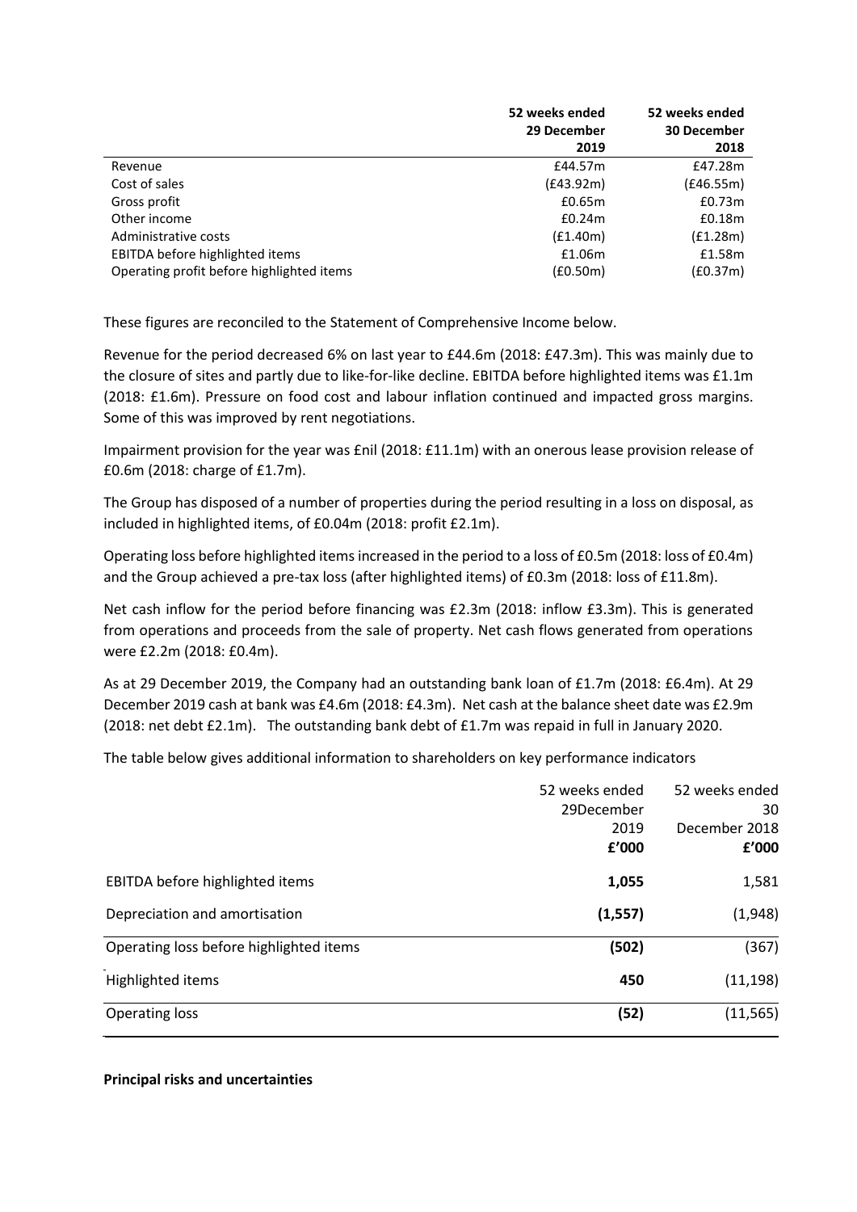| | 52 weeks ended 29 December 2019 | 52 weeks ended 30 December 2018 |
|---|---|---|
| Revenue | £44.57m | £47.28m |
| Cost of sales | (£43.92m) | (£46.55m) |
| Gross profit | £0.65m | £0.73m |
| Other income | £0.24m | £0.18m |
| Administrative costs | (£1.40m) | (£1.28m) |
| EBITDA before highlighted items | £1.06m | £1.58m |
| Operating profit before highlighted items | (£0.50m) | (£0.37m) |

These figures are reconciled to the Statement of Comprehensive Income below.

Revenue for the period decreased 6% on last year to £44.6m (2018: £47.3m). This was mainly due to the closure of sites and partly due to like-for-like decline. EBITDA before highlighted items was £1.1m (2018: £1.6m). Pressure on food cost and labour inflation continued and impacted gross margins. Some of this was improved by rent negotiations.

Impairment provision for the year was £nil (2018: £11.1m) with an onerous lease provision release of £0.6m (2018: charge of £1.7m).

The Group has disposed of a number of properties during the period resulting in a loss on disposal, as included in highlighted items, of £0.04m (2018: profit £2.1m).

Operating loss before highlighted items increased in the period to a loss of £0.5m (2018: loss of £0.4m) and the Group achieved a pre-tax loss (after highlighted items) of £0.3m (2018: loss of £11.8m).

Net cash inflow for the period before financing was £2.3m (2018: inflow £3.3m). This is generated from operations and proceeds from the sale of property. Net cash flows generated from operations were £2.2m (2018: £0.4m).

As at 29 December 2019, the Company had an outstanding bank loan of £1.7m (2018: £6.4m). At 29 December 2019 cash at bank was £4.6m (2018: £4.3m). Net cash at the balance sheet date was £2.9m (2018: net debt £2.1m). The outstanding bank debt of £1.7m was repaid in full in January 2020.

The table below gives additional information to shareholders on key performance indicators

| | 52 weeks ended 29December 2019 £'000 | 52 weeks ended 30 December 2018 £'000 |
|---|---|---|
| EBITDA before highlighted items | **1,055** | 1,581 |
| Depreciation and amortisation | **(1,557)** | (1,948) |
| Operating loss before highlighted items | **(502)** | (367) |
| Highlighted items | **450** | (11,198) |
| Operating loss | **(52)** | (11,565) |

**Principal risks and uncertainties**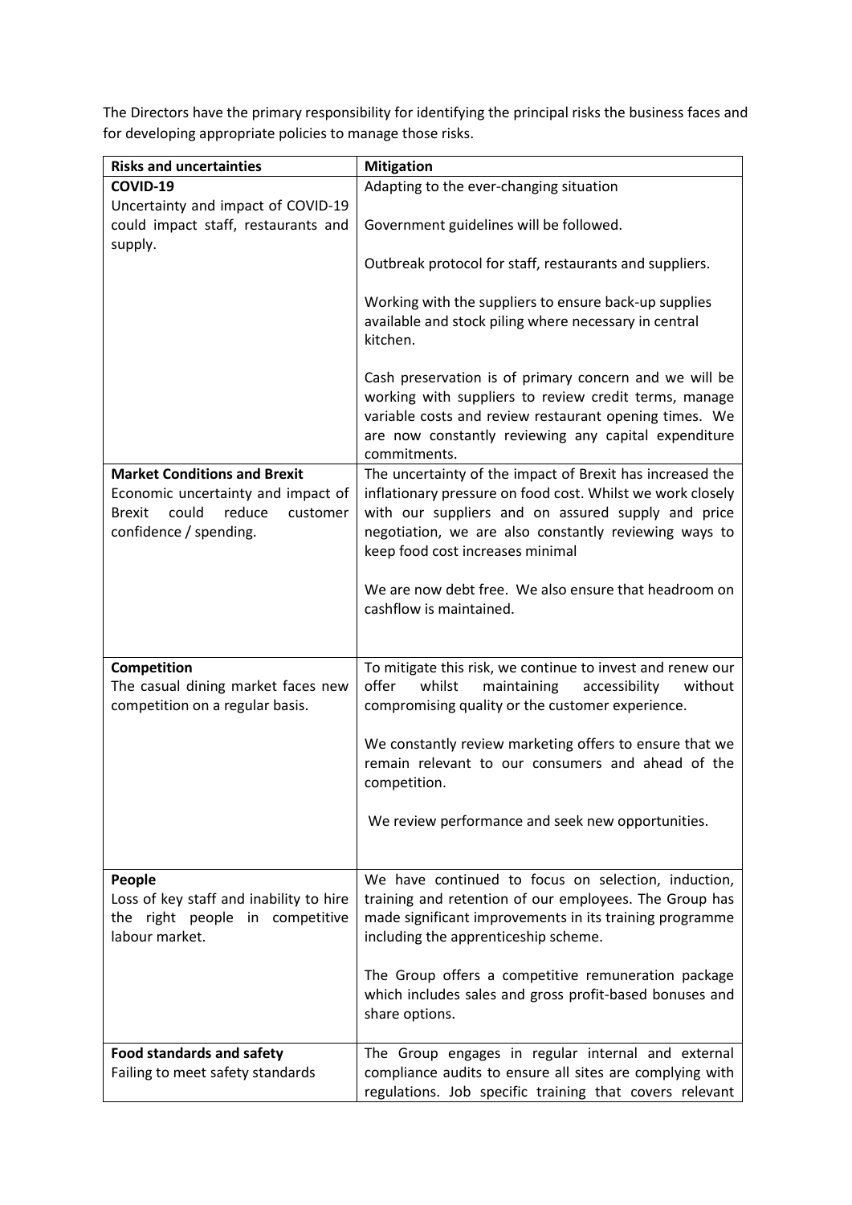The Directors have the primary responsibility for identifying the principal risks the business faces and for developing appropriate policies to manage those risks.

| Risks and uncertainties | Mitigation |
| --- | --- |
| **COVID-19**<br>Uncertainty and impact of COVID-19 could impact staff, restaurants and supply. | Adapting to the ever-changing situation<br><br>Government guidelines will be followed.<br><br>Outbreak protocol for staff, restaurants and suppliers.<br><br>Working with the suppliers to ensure back-up supplies available and stock piling where necessary in central kitchen.<br><br>Cash preservation is of primary concern and we will be working with suppliers to review credit terms, manage variable costs and review restaurant opening times. We are now constantly reviewing any capital expenditure commitments. |
| **Market Conditions and Brexit**<br>Economic uncertainty and impact of Brexit could reduce customer confidence / spending. | The uncertainty of the impact of Brexit has increased the inflationary pressure on food cost. Whilst we work closely with our suppliers and on assured supply and price negotiation, we are also constantly reviewing ways to keep food cost increases minimal<br><br>We are now debt free. We also ensure that headroom on cashflow is maintained. |
| **Competition**<br>The casual dining market faces new competition on a regular basis. | To mitigate this risk, we continue to invest and renew our offer whilst maintaining accessibility without compromising quality or the customer experience.<br><br>We constantly review marketing offers to ensure that we remain relevant to our consumers and ahead of the competition.<br><br>We review performance and seek new opportunities. |
| **People**<br>Loss of key staff and inability to hire the right people in competitive labour market. | We have continued to focus on selection, induction, training and retention of our employees. The Group has made significant improvements in its training programme including the apprenticeship scheme.<br><br>The Group offers a competitive remuneration package which includes sales and gross profit-based bonuses and share options. |
| **Food standards and safety**<br>Failing to meet safety standards | The Group engages in regular internal and external compliance audits to ensure all sites are complying with regulations. Job specific training that covers relevant |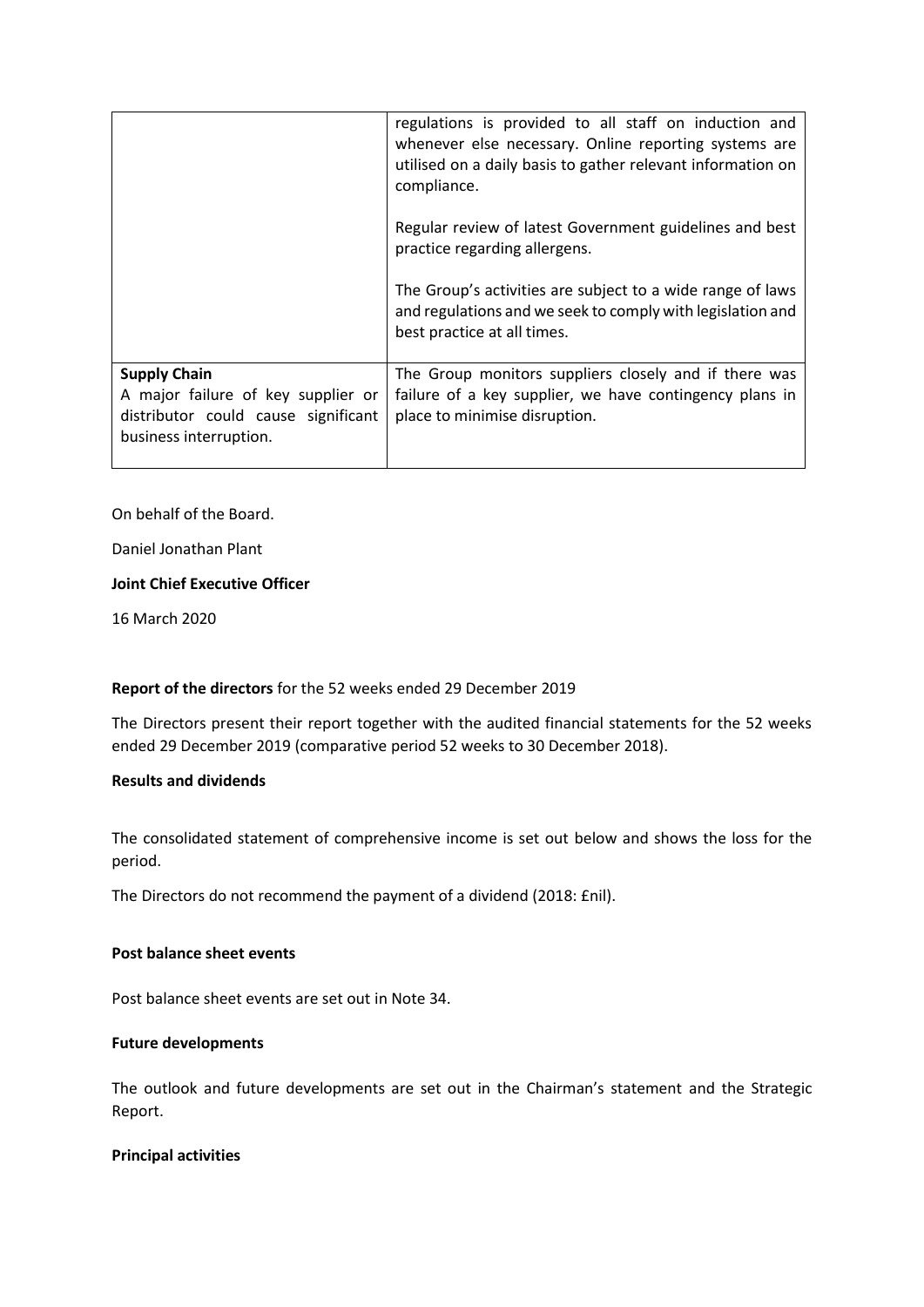| | |
|---|---|
| | regulations is provided to all staff on induction and whenever else necessary. Online reporting systems are utilised on a daily basis to gather relevant information on compliance.<br><br>Regular review of latest Government guidelines and best practice regarding allergens.<br><br>The Group's activities are subject to a wide range of laws and regulations and we seek to comply with legislation and best practice at all times. |
| **Supply Chain**<br>A major failure of key supplier or distributor could cause significant business interruption. | The Group monitors suppliers closely and if there was failure of a key supplier, we have contingency plans in place to minimise disruption. |

On behalf of the Board.

Daniel Jonathan Plant

**Joint Chief Executive Officer**

16 March 2020

**Report of the directors** for the 52 weeks ended 29 December 2019

The Directors present their report together with the audited financial statements for the 52 weeks ended 29 December 2019 (comparative period 52 weeks to 30 December 2018).

**Results and dividends**

The consolidated statement of comprehensive income is set out below and shows the loss for the period.

The Directors do not recommend the payment of a dividend (2018: £nil).

**Post balance sheet events**

Post balance sheet events are set out in Note 34.

**Future developments**

The outlook and future developments are set out in the Chairman's statement and the Strategic Report.

**Principal activities**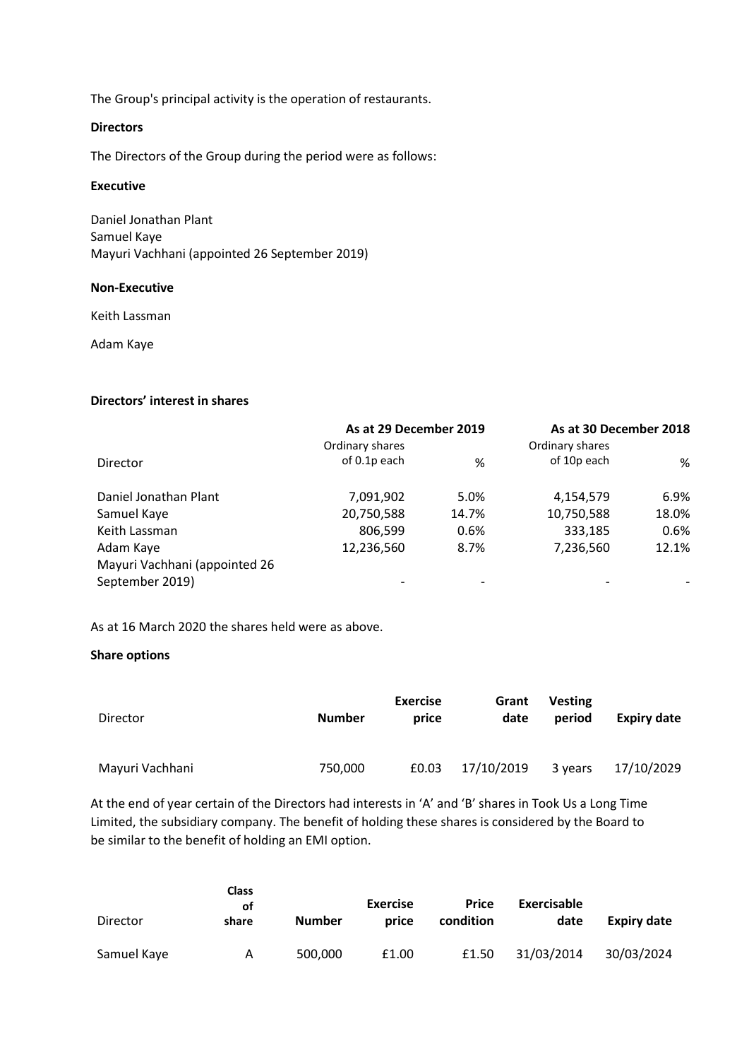The Group's principal activity is the operation of restaurants.

**Directors**

The Directors of the Group during the period were as follows:

**Executive**

Daniel Jonathan Plant
Samuel Kaye
Mayuri Vachhani (appointed 26 September 2019)

**Non-Executive**

Keith Lassman

Adam Kaye

**Directors' interest in shares**

| Director | As at 29 December 2019 | | As at 30 December 2018 | |
|---|---|---|---|---|
| | Ordinary shares of 0.1p each | % | Ordinary shares of 10p each | % |
| Daniel Jonathan Plant | 7,091,902 | 5.0% | 4,154,579 | 6.9% |
| Samuel Kaye | 20,750,588 | 14.7% | 10,750,588 | 18.0% |
| Keith Lassman | 806,599 | 0.6% | 333,185 | 0.6% |
| Adam Kaye | 12,236,560 | 8.7% | 7,236,560 | 12.1% |
| Mayuri Vachhani (appointed 26 September 2019) | - | - | - | - |

As at 16 March 2020 the shares held were as above.

**Share options**

| Director | Number | Exercise price | Grant date | Vesting period | Expiry date |
|---|---|---|---|---|---|
| Mayuri Vachhani | 750,000 | £0.03 | 17/10/2019 | 3 years | 17/10/2029 |

At the end of year certain of the Directors had interests in 'A' and 'B' shares in Took Us a Long Time Limited, the subsidiary company. The benefit of holding these shares is considered by the Board to be similar to the benefit of holding an EMI option.

| Director | Class of share | Number | Exercise price | Price condition | Exercisable date | Expiry date |
|---|---|---|---|---|---|---|
| Samuel Kaye | A | 500,000 | £1.00 | £1.50 | 31/03/2014 | 30/03/2024 |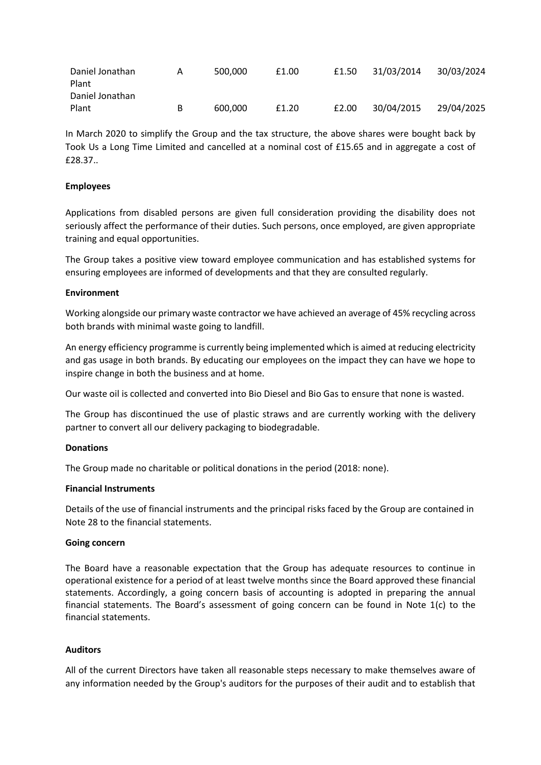| | | | | | | |
|---|---|---|---|---|---|---|
| Daniel Jonathan Plant | A | 500,000 | £1.00 | £1.50 | 31/03/2014 | 30/03/2024 |
| Daniel Jonathan Plant | B | 600,000 | £1.20 | £2.00 | 30/04/2015 | 29/04/2025 |

In March 2020 to simplify the Group and the tax structure, the above shares were bought back by Took Us a Long Time Limited and cancelled at a nominal cost of £15.65 and in aggregate a cost of £28.37..

**Employees**

Applications from disabled persons are given full consideration providing the disability does not seriously affect the performance of their duties. Such persons, once employed, are given appropriate training and equal opportunities.

The Group takes a positive view toward employee communication and has established systems for ensuring employees are informed of developments and that they are consulted regularly.

**Environment**

Working alongside our primary waste contractor we have achieved an average of 45% recycling across both brands with minimal waste going to landfill.

An energy efficiency programme is currently being implemented which is aimed at reducing electricity and gas usage in both brands. By educating our employees on the impact they can have we hope to inspire change in both the business and at home.

Our waste oil is collected and converted into Bio Diesel and Bio Gas to ensure that none is wasted.

The Group has discontinued the use of plastic straws and are currently working with the delivery partner to convert all our delivery packaging to biodegradable.

**Donations**

The Group made no charitable or political donations in the period (2018: none).

**Financial Instruments**

Details of the use of financial instruments and the principal risks faced by the Group are contained in Note 28 to the financial statements.

**Going concern**

The Board have a reasonable expectation that the Group has adequate resources to continue in operational existence for a period of at least twelve months since the Board approved these financial statements. Accordingly, a going concern basis of accounting is adopted in preparing the annual financial statements. The Board's assessment of going concern can be found in Note 1(c) to the financial statements.

**Auditors**

All of the current Directors have taken all reasonable steps necessary to make themselves aware of any information needed by the Group's auditors for the purposes of their audit and to establish that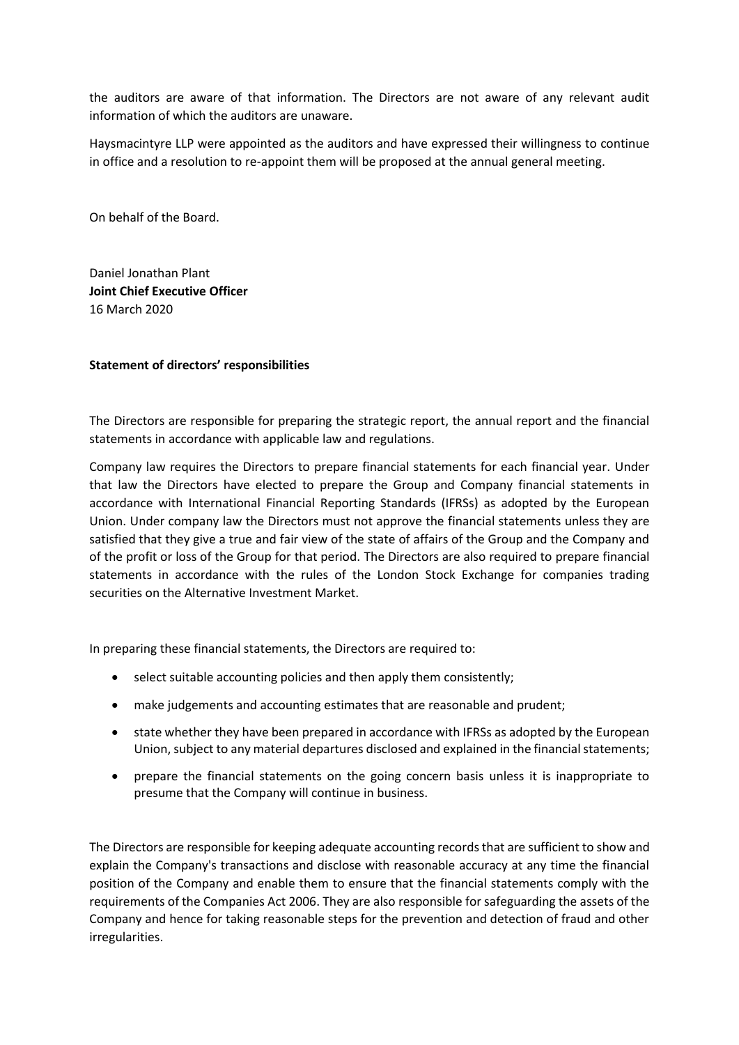the auditors are aware of that information. The Directors are not aware of any relevant audit information of which the auditors are unaware.

Haysmacintyre LLP were appointed as the auditors and have expressed their willingness to continue in office and a resolution to re-appoint them will be proposed at the annual general meeting.

On behalf of the Board.

Daniel Jonathan Plant
**Joint Chief Executive Officer**
16 March 2020

**Statement of directors' responsibilities**

The Directors are responsible for preparing the strategic report, the annual report and the financial statements in accordance with applicable law and regulations.

Company law requires the Directors to prepare financial statements for each financial year. Under that law the Directors have elected to prepare the Group and Company financial statements in accordance with International Financial Reporting Standards (IFRSs) as adopted by the European Union. Under company law the Directors must not approve the financial statements unless they are satisfied that they give a true and fair view of the state of affairs of the Group and the Company and of the profit or loss of the Group for that period. The Directors are also required to prepare financial statements in accordance with the rules of the London Stock Exchange for companies trading securities on the Alternative Investment Market.

In preparing these financial statements, the Directors are required to:

- select suitable accounting policies and then apply them consistently;
- make judgements and accounting estimates that are reasonable and prudent;
- state whether they have been prepared in accordance with IFRSs as adopted by the European Union, subject to any material departures disclosed and explained in the financial statements;
- prepare the financial statements on the going concern basis unless it is inappropriate to presume that the Company will continue in business.

The Directors are responsible for keeping adequate accounting records that are sufficient to show and explain the Company's transactions and disclose with reasonable accuracy at any time the financial position of the Company and enable them to ensure that the financial statements comply with the requirements of the Companies Act 2006. They are also responsible for safeguarding the assets of the Company and hence for taking reasonable steps for the prevention and detection of fraud and other irregularities.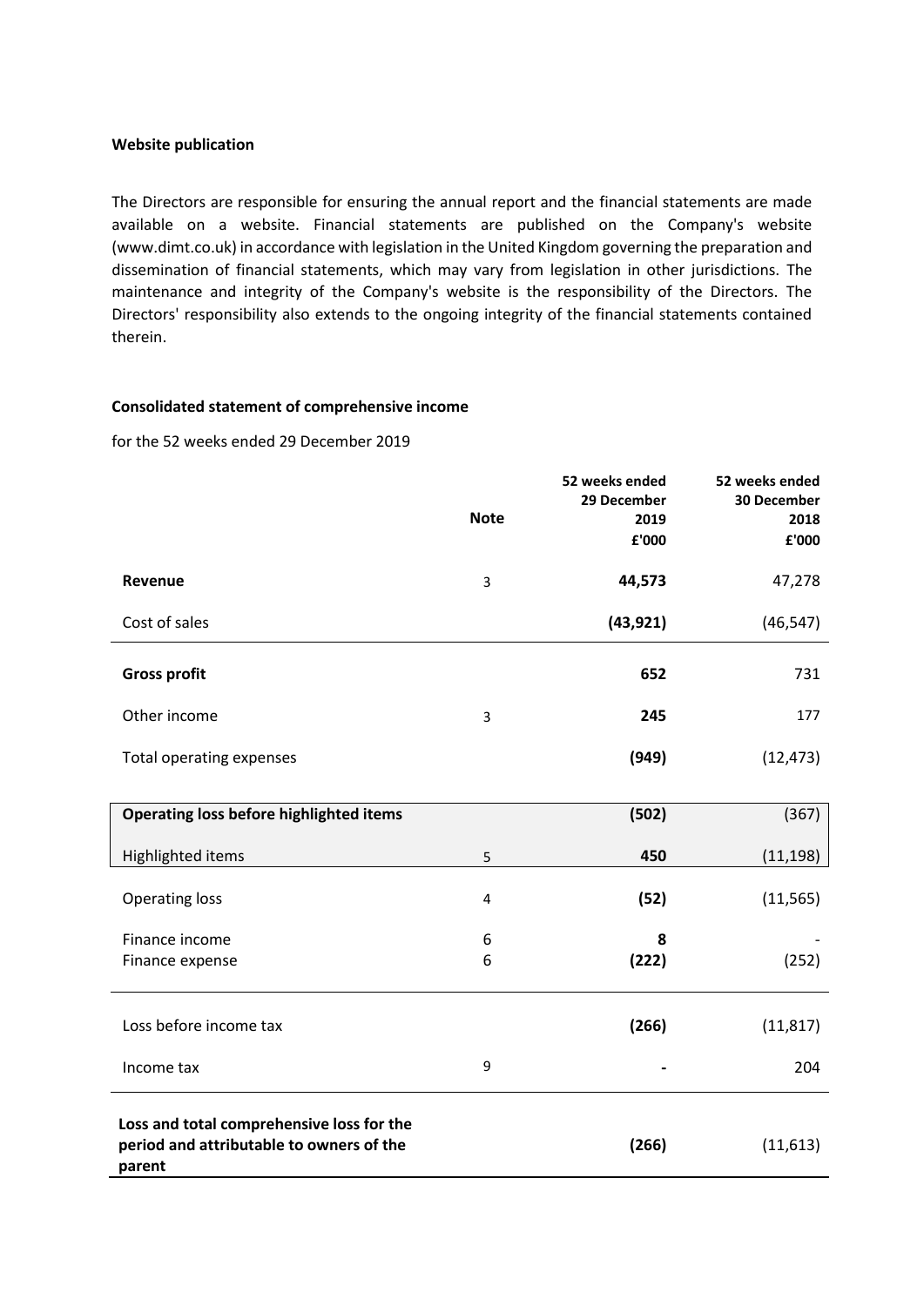**Website publication**

The Directors are responsible for ensuring the annual report and the financial statements are made available on a website. Financial statements are published on the Company's website (www.dimt.co.uk) in accordance with legislation in the United Kingdom governing the preparation and dissemination of financial statements, which may vary from legislation in other jurisdictions. The maintenance and integrity of the Company's website is the responsibility of the Directors. The Directors' responsibility also extends to the ongoing integrity of the financial statements contained therein.

**Consolidated statement of comprehensive income**

for the 52 weeks ended 29 December 2019

| | Note | 52 weeks ended 29 December 2019 £'000 | 52 weeks ended 30 December 2018 £'000 |
|---|---|---|---|
| **Revenue** | 3 | **44,573** | 47,278 |
| Cost of sales | | **(43,921)** | (46,547) |
| **Gross profit** | | **652** | 731 |
| Other income | 3 | **245** | 177 |
| Total operating expenses | | **(949)** | (12,473) |
| **Operating loss before highlighted items** | | **(502)** | (367) |
| Highlighted items | 5 | **450** | (11,198) |
| Operating loss | 4 | **(52)** | (11,565) |
| Finance income | 6 | **8** | - |
| Finance expense | 6 | **(222)** | (252) |
| Loss before income tax | | **(266)** | (11,817) |
| Income tax | 9 | **-** | 204 |
| **Loss and total comprehensive loss for the period and attributable to owners of the parent** | | **(266)** | (11,613) |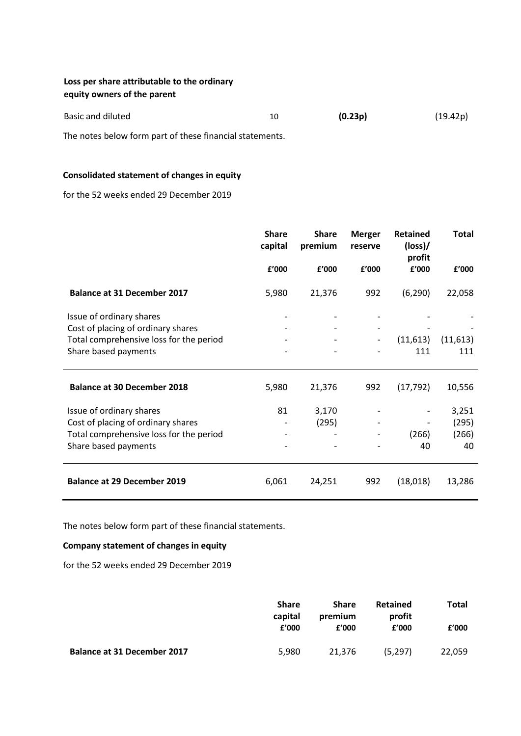**Loss per share attributable to the ordinary equity owners of the parent**

| | | | |
|---|---|---|---|
| Basic and diluted | 10 | **(0.23p)** | (19.42p) |

The notes below form part of these financial statements.

**Consolidated statement of changes in equity**

for the 52 weeks ended 29 December 2019

| | Share capital | Share premium | Merger reserve | Retained (loss)/ profit | Total |
|---|---|---|---|---|---|
| | £'000 | £'000 | £'000 | £'000 | £'000 |
| **Balance at 31 December 2017** | 5,980 | 21,376 | 992 | (6,290) | 22,058 |
| Issue of ordinary shares | - | - | - | - | - |
| Cost of placing of ordinary shares | - | - | - | - | - |
| Total comprehensive loss for the period | - | - | - | (11,613) | (11,613) |
| Share based payments | - | - | - | 111 | 111 |
| **Balance at 30 December 2018** | 5,980 | 21,376 | 992 | (17,792) | 10,556 |
| Issue of ordinary shares | 81 | 3,170 | - | - | 3,251 |
| Cost of placing of ordinary shares | - | (295) | - | - | (295) |
| Total comprehensive loss for the period | - | - | - | (266) | (266) |
| Share based payments | - | - | - | 40 | 40 |
| **Balance at 29 December 2019** | 6,061 | 24,251 | 992 | (18,018) | 13,286 |

The notes below form part of these financial statements.

**Company statement of changes in equity**

for the 52 weeks ended 29 December 2019

| | Share capital | Share premium | Retained profit | Total |
|---|---|---|---|---|
| | £'000 | £'000 | £'000 | £'000 |
| **Balance at 31 December 2017** | 5,980 | 21,376 | (5,297) | 22,059 |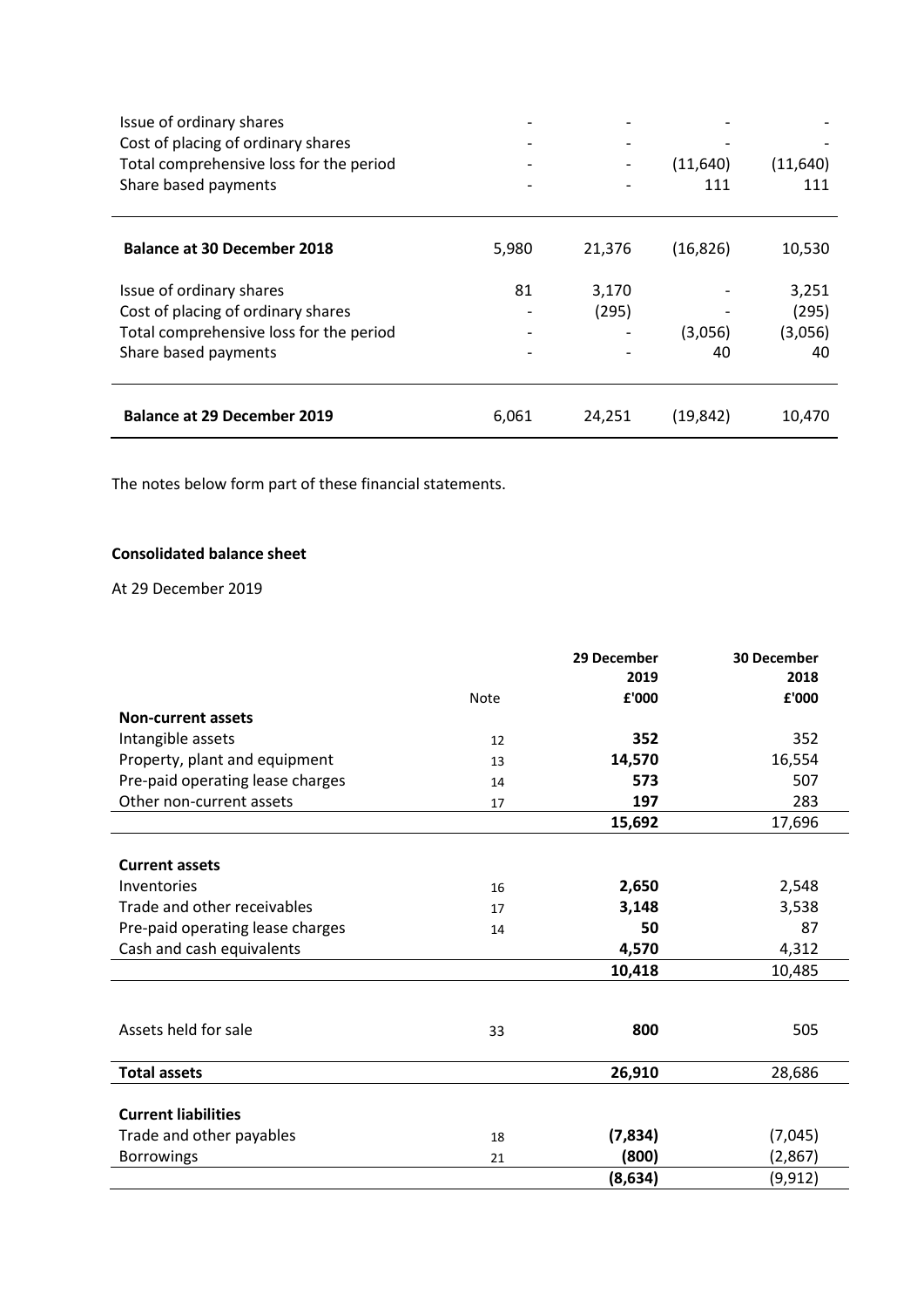| | | | | |
|---|---|---|---|---|
| Issue of ordinary shares | - | - | - | - |
| Cost of placing of ordinary shares | - | - | - | - |
| Total comprehensive loss for the period | - | - | (11,640) | (11,640) |
| Share based payments | - | - | 111 | 111 |
| **Balance at 30 December 2018** | 5,980 | 21,376 | (16,826) | 10,530 |
| Issue of ordinary shares | 81 | 3,170 | - | 3,251 |
| Cost of placing of ordinary shares | - | (295) | - | (295) |
| Total comprehensive loss for the period | - | - | (3,056) | (3,056) |
| Share based payments | - | - | 40 | 40 |
| **Balance at 29 December 2019** | 6,061 | 24,251 | (19,842) | 10,470 |

The notes below form part of these financial statements.

**Consolidated balance sheet**

At 29 December 2019

| | Note | 29 December 2019 £'000 | 30 December 2018 £'000 |
|---|---|---|---|
| **Non-current assets** | | | |
| Intangible assets | 12 | **352** | 352 |
| Property, plant and equipment | 13 | **14,570** | 16,554 |
| Pre-paid operating lease charges | 14 | **573** | 507 |
| Other non-current assets | 17 | **197** | 283 |
| | | **15,692** | 17,696 |
| **Current assets** | | | |
| Inventories | 16 | **2,650** | 2,548 |
| Trade and other receivables | 17 | **3,148** | 3,538 |
| Pre-paid operating lease charges | 14 | **50** | 87 |
| Cash and cash equivalents | | **4,570** | 4,312 |
| | | **10,418** | 10,485 |
| Assets held for sale | 33 | **800** | 505 |
| **Total assets** | | **26,910** | 28,686 |
| **Current liabilities** | | | |
| Trade and other payables | 18 | **(7,834)** | (7,045) |
| Borrowings | 21 | **(800)** | (2,867) |
| | | **(8,634)** | (9,912) |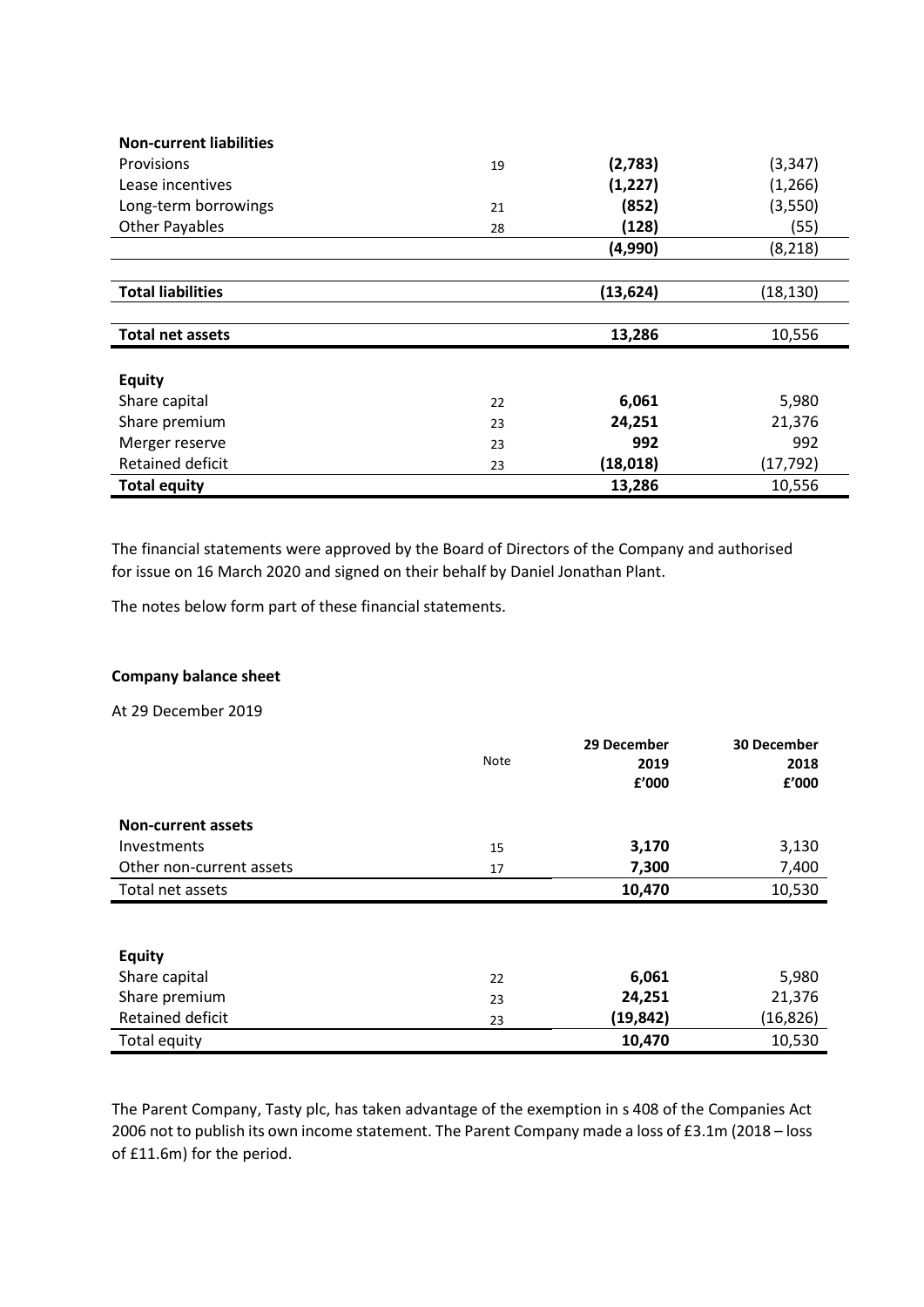| | | | |
|---|---|---|---|
| **Non-current liabilities** | | | |
| Provisions | 19 | **(2,783)** | (3,347) |
| Lease incentives | | **(1,227)** | (1,266) |
| Long-term borrowings | 21 | **(852)** | (3,550) |
| Other Payables | 28 | **(128)** | (55) |
| | | **(4,990)** | (8,218) |
| **Total liabilities** | | **(13,624)** | (18,130) |
| **Total net assets** | | **13,286** | 10,556 |
| **Equity** | | | |
| Share capital | 22 | **6,061** | 5,980 |
| Share premium | 23 | **24,251** | 21,376 |
| Merger reserve | 23 | **992** | 992 |
| Retained deficit | 23 | **(18,018)** | (17,792) |
| **Total equity** | | **13,286** | 10,556 |

The financial statements were approved by the Board of Directors of the Company and authorised for issue on 16 March 2020 and signed on their behalf by Daniel Jonathan Plant.

The notes below form part of these financial statements.

**Company balance sheet**

At 29 December 2019

| | Note | 29 December 2019 £'000 | 30 December 2018 £'000 |
|---|---|---|---|
| **Non-current assets** | | | |
| Investments | 15 | **3,170** | 3,130 |
| Other non-current assets | 17 | **7,300** | 7,400 |
| Total net assets | | **10,470** | 10,530 |
| **Equity** | | | |
| Share capital | 22 | **6,061** | 5,980 |
| Share premium | 23 | **24,251** | 21,376 |
| Retained deficit | 23 | **(19,842)** | (16,826) |
| Total equity | | **10,470** | 10,530 |

The Parent Company, Tasty plc, has taken advantage of the exemption in s 408 of the Companies Act 2006 not to publish its own income statement. The Parent Company made a loss of £3.1m (2018 – loss of £11.6m) for the period.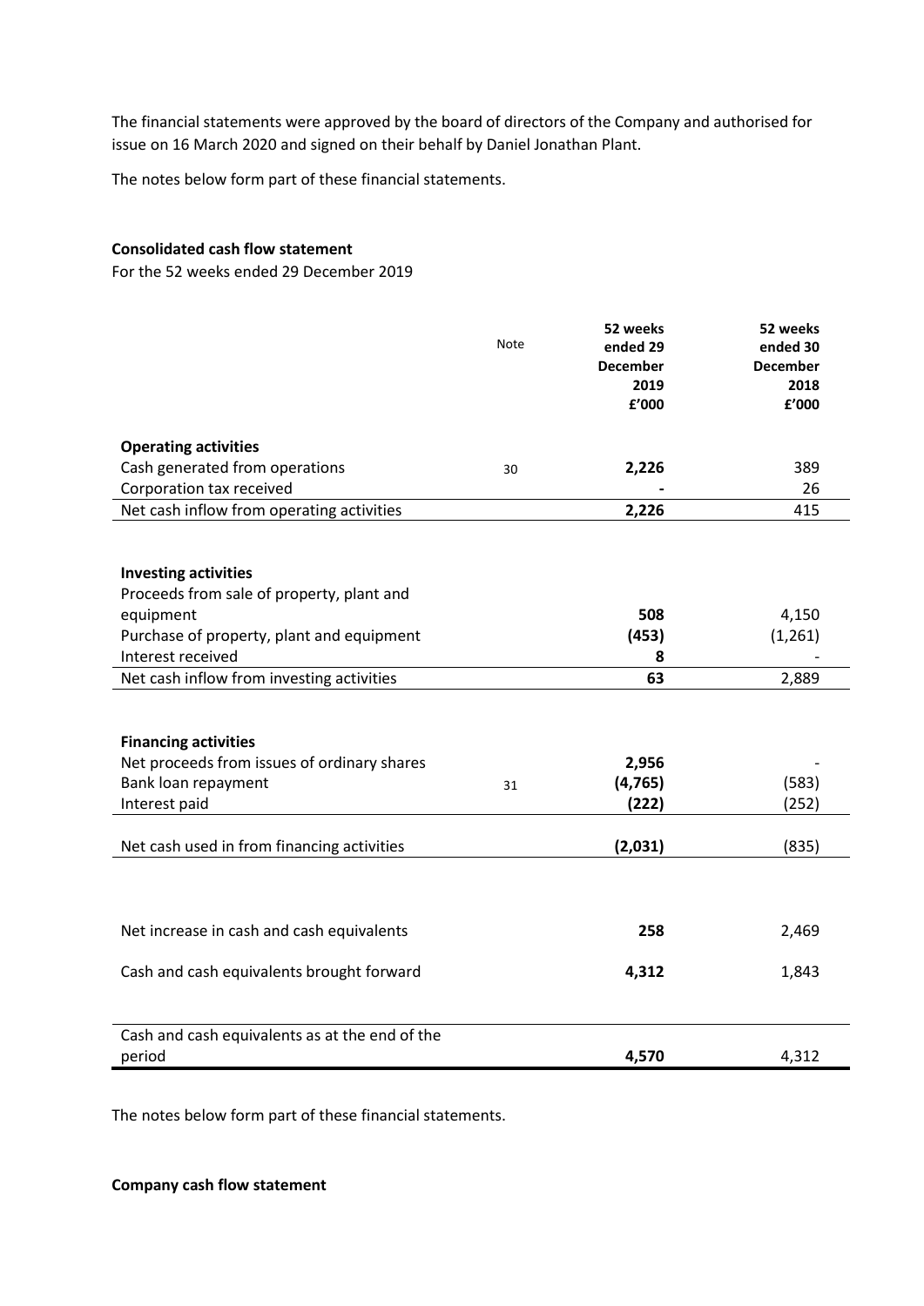The financial statements were approved by the board of directors of the Company and authorised for issue on 16 March 2020 and signed on their behalf by Daniel Jonathan Plant.

The notes below form part of these financial statements.

**Consolidated cash flow statement**

For the 52 weeks ended 29 December 2019

| | Note | 52 weeks ended 29 December 2019 £'000 | 52 weeks ended 30 December 2018 £'000 |
|---|---|---|---|
| **Operating activities** | | | |
| Cash generated from operations | 30 | **2,226** | 389 |
| Corporation tax received | | **-** | 26 |
| Net cash inflow from operating activities | | **2,226** | 415 |
| | | | |
| **Investing activities** | | | |
| Proceeds from sale of property, plant and equipment | | **508** | 4,150 |
| Purchase of property, plant and equipment | | **(453)** | (1,261) |
| Interest received | | **8** | - |
| Net cash inflow from investing activities | | **63** | 2,889 |
| | | | |
| **Financing activities** | | | |
| Net proceeds from issues of ordinary shares | | **2,956** | - |
| Bank loan repayment | 31 | **(4,765)** | (583) |
| Interest paid | | **(222)** | (252) |
| Net cash used in from financing activities | | **(2,031)** | (835) |
| | | | |
| Net increase in cash and cash equivalents | | **258** | 2,469 |
| Cash and cash equivalents brought forward | | **4,312** | 1,843 |
| Cash and cash equivalents as at the end of the period | | **4,570** | 4,312 |

The notes below form part of these financial statements.

**Company cash flow statement**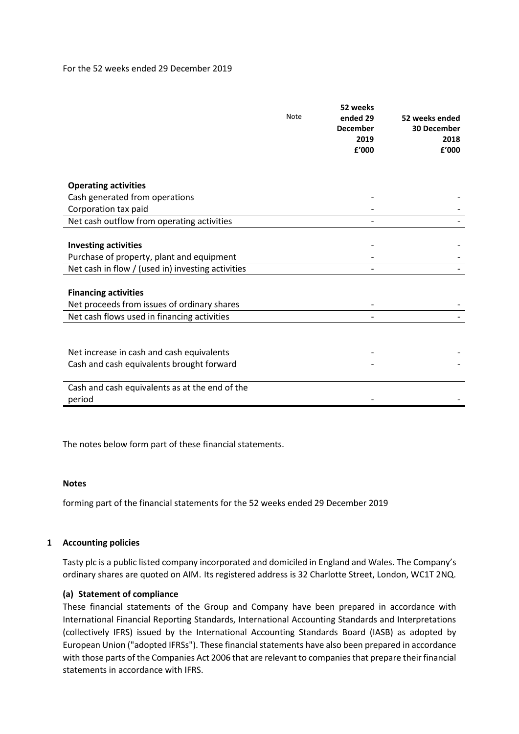For the 52 weeks ended 29 December 2019

| | Note | 52 weeks ended 29 December 2019 £'000 | 52 weeks ended 30 December 2018 £'000 |
|---|---|---|---|
| **Operating activities** | | | |
| Cash generated from operations | | - | - |
| Corporation tax paid | | - | - |
| Net cash outflow from operating activities | | - | - |
| | | | |
| **Investing activities** | | - | - |
| Purchase of property, plant and equipment | | - | - |
| Net cash in flow / (used in) investing activities | | - | - |
| | | | |
| **Financing activities** | | | |
| Net proceeds from issues of ordinary shares | | - | - |
| Net cash flows used in financing activities | | - | - |
| | | | |
| Net increase in cash and cash equivalents | | - | - |
| Cash and cash equivalents brought forward | | - | - |
| | | | |
| Cash and cash equivalents as at the end of the period | | - | - |

The notes below form part of these financial statements.

**Notes**

forming part of the financial statements for the 52 weeks ended 29 December 2019

## 1 Accounting policies

Tasty plc is a public listed company incorporated and domiciled in England and Wales. The Company's ordinary shares are quoted on AIM. Its registered address is 32 Charlotte Street, London, WC1T 2NQ.

### (a) Statement of compliance

These financial statements of the Group and Company have been prepared in accordance with International Financial Reporting Standards, International Accounting Standards and Interpretations (collectively IFRS) issued by the International Accounting Standards Board (IASB) as adopted by European Union ("adopted IFRSs"). These financial statements have also been prepared in accordance with those parts of the Companies Act 2006 that are relevant to companies that prepare their financial statements in accordance with IFRS.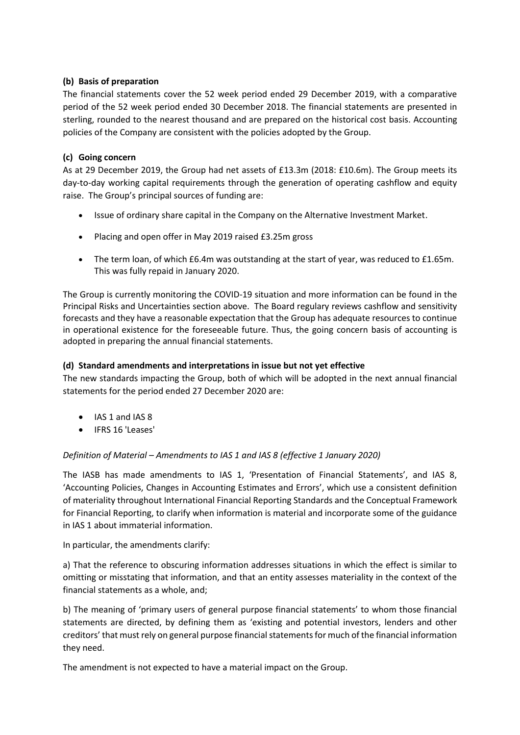### (b) Basis of preparation

The financial statements cover the 52 week period ended 29 December 2019, with a comparative period of the 52 week period ended 30 December 2018. The financial statements are presented in sterling, rounded to the nearest thousand and are prepared on the historical cost basis. Accounting policies of the Company are consistent with the policies adopted by the Group.

### (c) Going concern

As at 29 December 2019, the Group had net assets of £13.3m (2018: £10.6m). The Group meets its day-to-day working capital requirements through the generation of operating cashflow and equity raise. The Group's principal sources of funding are:

- Issue of ordinary share capital in the Company on the Alternative Investment Market.
- Placing and open offer in May 2019 raised £3.25m gross
- The term loan, of which £6.4m was outstanding at the start of year, was reduced to £1.65m. This was fully repaid in January 2020.

The Group is currently monitoring the COVID-19 situation and more information can be found in the Principal Risks and Uncertainties section above. The Board regulary reviews cashflow and sensitivity forecasts and they have a reasonable expectation that the Group has adequate resources to continue in operational existence for the foreseeable future. Thus, the going concern basis of accounting is adopted in preparing the annual financial statements.

### (d) Standard amendments and interpretations in issue but not yet effective

The new standards impacting the Group, both of which will be adopted in the next annual financial statements for the period ended 27 December 2020 are:

- IAS 1 and IAS 8
- IFRS 16 'Leases'

*Definition of Material – Amendments to IAS 1 and IAS 8 (effective 1 January 2020)*

The IASB has made amendments to IAS 1, 'Presentation of Financial Statements', and IAS 8, 'Accounting Policies, Changes in Accounting Estimates and Errors', which use a consistent definition of materiality throughout International Financial Reporting Standards and the Conceptual Framework for Financial Reporting, to clarify when information is material and incorporate some of the guidance in IAS 1 about immaterial information.

In particular, the amendments clarify:

a) That the reference to obscuring information addresses situations in which the effect is similar to omitting or misstating that information, and that an entity assesses materiality in the context of the financial statements as a whole, and;

b) The meaning of 'primary users of general purpose financial statements' to whom those financial statements are directed, by defining them as 'existing and potential investors, lenders and other creditors' that must rely on general purpose financial statements for much of the financial information they need.

The amendment is not expected to have a material impact on the Group.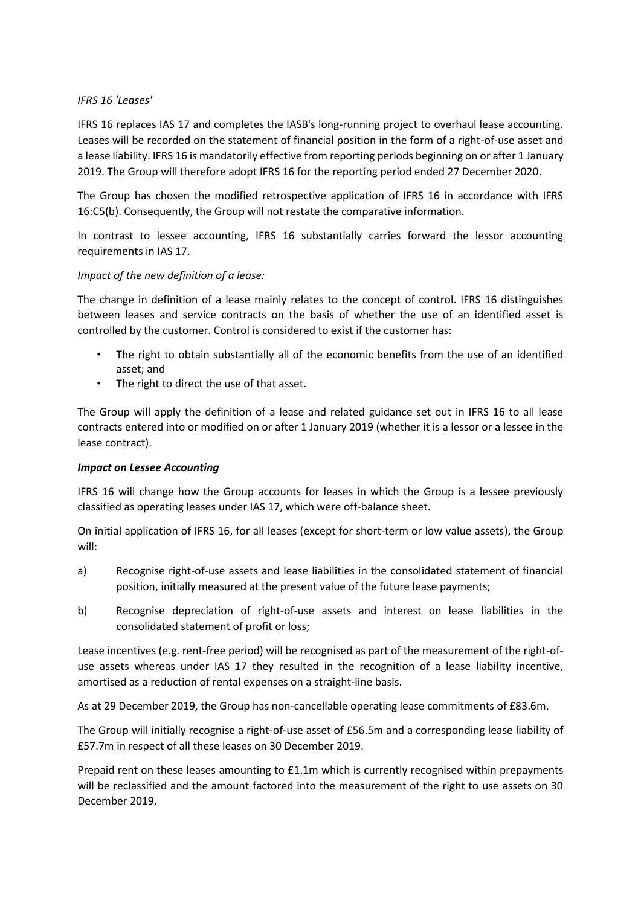*IFRS 16 'Leases'*

IFRS 16 replaces IAS 17 and completes the IASB's long-running project to overhaul lease accounting. Leases will be recorded on the statement of financial position in the form of a right-of-use asset and a lease liability. IFRS 16 is mandatorily effective from reporting periods beginning on or after 1 January 2019. The Group will therefore adopt IFRS 16 for the reporting period ended 27 December 2020.

The Group has chosen the modified retrospective application of IFRS 16 in accordance with IFRS 16:C5(b). Consequently, the Group will not restate the comparative information.

In contrast to lessee accounting, IFRS 16 substantially carries forward the lessor accounting requirements in IAS 17.

*Impact of the new definition of a lease:*

The change in definition of a lease mainly relates to the concept of control. IFRS 16 distinguishes between leases and service contracts on the basis of whether the use of an identified asset is controlled by the customer. Control is considered to exist if the customer has:

- The right to obtain substantially all of the economic benefits from the use of an identified asset; and
- The right to direct the use of that asset.

The Group will apply the definition of a lease and related guidance set out in IFRS 16 to all lease contracts entered into or modified on or after 1 January 2019 (whether it is a lessor or a lessee in the lease contract).

***Impact on Lessee Accounting***

IFRS 16 will change how the Group accounts for leases in which the Group is a lessee previously classified as operating leases under IAS 17, which were off-balance sheet.

On initial application of IFRS 16, for all leases (except for short-term or low value assets), the Group will:

a) Recognise right-of-use assets and lease liabilities in the consolidated statement of financial position, initially measured at the present value of the future lease payments;

b) Recognise depreciation of right-of-use assets and interest on lease liabilities in the consolidated statement of profit or loss;

Lease incentives (e.g. rent-free period) will be recognised as part of the measurement of the right-of-use assets whereas under IAS 17 they resulted in the recognition of a lease liability incentive, amortised as a reduction of rental expenses on a straight-line basis.

As at 29 December 2019, the Group has non-cancellable operating lease commitments of £83.6m.

The Group will initially recognise a right-of-use asset of £56.5m and a corresponding lease liability of £57.7m in respect of all these leases on 30 December 2019.

Prepaid rent on these leases amounting to £1.1m which is currently recognised within prepayments will be reclassified and the amount factored into the measurement of the right to use assets on 30 December 2019.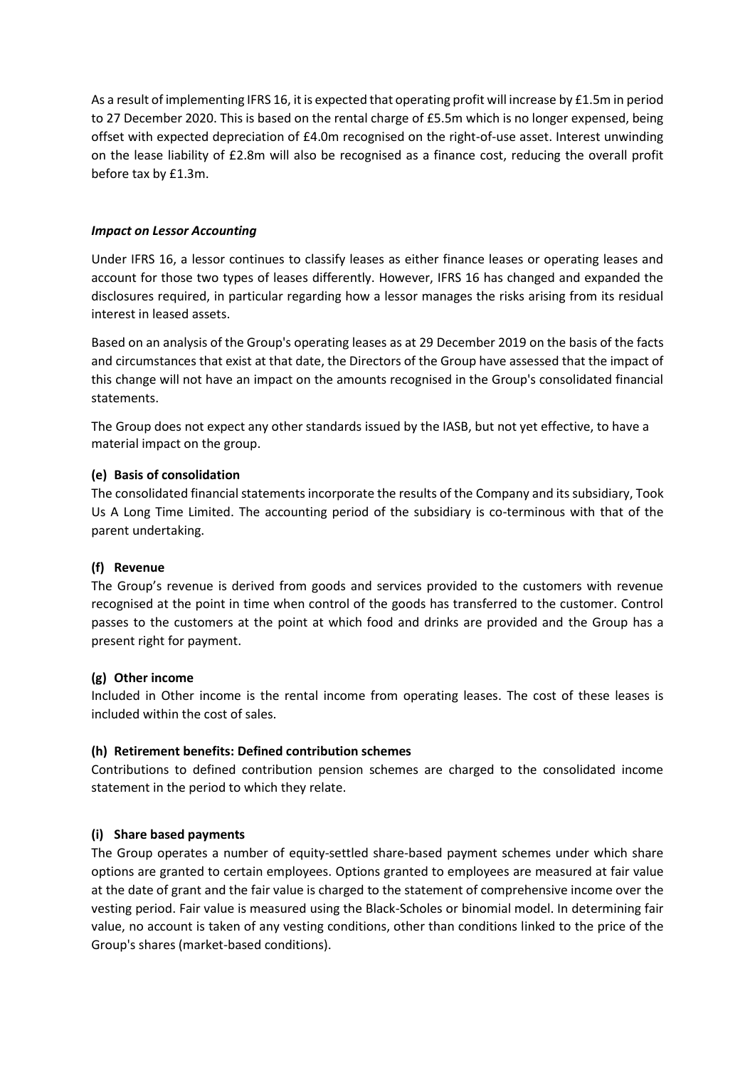As a result of implementing IFRS 16, it is expected that operating profit will increase by £1.5m in period to 27 December 2020. This is based on the rental charge of £5.5m which is no longer expensed, being offset with expected depreciation of £4.0m recognised on the right-of-use asset. Interest unwinding on the lease liability of £2.8m will also be recognised as a finance cost, reducing the overall profit before tax by £1.3m.

***Impact on Lessor Accounting***

Under IFRS 16, a lessor continues to classify leases as either finance leases or operating leases and account for those two types of leases differently. However, IFRS 16 has changed and expanded the disclosures required, in particular regarding how a lessor manages the risks arising from its residual interest in leased assets.

Based on an analysis of the Group's operating leases as at 29 December 2019 on the basis of the facts and circumstances that exist at that date, the Directors of the Group have assessed that the impact of this change will not have an impact on the amounts recognised in the Group's consolidated financial statements.

The Group does not expect any other standards issued by the IASB, but not yet effective, to have a material impact on the group.

**(e) Basis of consolidation**

The consolidated financial statements incorporate the results of the Company and its subsidiary, Took Us A Long Time Limited. The accounting period of the subsidiary is co-terminous with that of the parent undertaking.

**(f) Revenue**

The Group's revenue is derived from goods and services provided to the customers with revenue recognised at the point in time when control of the goods has transferred to the customer. Control passes to the customers at the point at which food and drinks are provided and the Group has a present right for payment.

**(g) Other income**

Included in Other income is the rental income from operating leases. The cost of these leases is included within the cost of sales.

**(h) Retirement benefits: Defined contribution schemes**

Contributions to defined contribution pension schemes are charged to the consolidated income statement in the period to which they relate.

**(i) Share based payments**

The Group operates a number of equity-settled share-based payment schemes under which share options are granted to certain employees. Options granted to employees are measured at fair value at the date of grant and the fair value is charged to the statement of comprehensive income over the vesting period. Fair value is measured using the Black-Scholes or binomial model. In determining fair value, no account is taken of any vesting conditions, other than conditions linked to the price of the Group's shares (market-based conditions).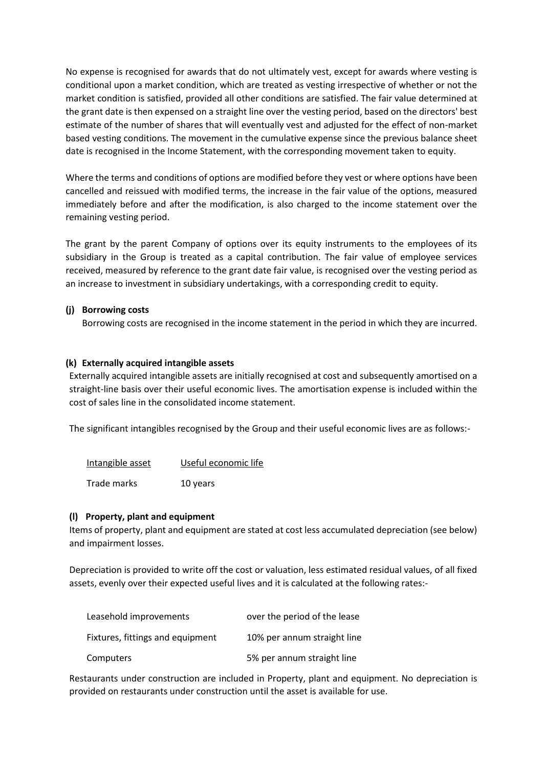No expense is recognised for awards that do not ultimately vest, except for awards where vesting is conditional upon a market condition, which are treated as vesting irrespective of whether or not the market condition is satisfied, provided all other conditions are satisfied. The fair value determined at the grant date is then expensed on a straight line over the vesting period, based on the directors' best estimate of the number of shares that will eventually vest and adjusted for the effect of non-market based vesting conditions. The movement in the cumulative expense since the previous balance sheet date is recognised in the Income Statement, with the corresponding movement taken to equity.

Where the terms and conditions of options are modified before they vest or where options have been cancelled and reissued with modified terms, the increase in the fair value of the options, measured immediately before and after the modification, is also charged to the income statement over the remaining vesting period.

The grant by the parent Company of options over its equity instruments to the employees of its subsidiary in the Group is treated as a capital contribution. The fair value of employee services received, measured by reference to the grant date fair value, is recognised over the vesting period as an increase to investment in subsidiary undertakings, with a corresponding credit to equity.

**(j) Borrowing costs**

Borrowing costs are recognised in the income statement in the period in which they are incurred.

**(k) Externally acquired intangible assets**

Externally acquired intangible assets are initially recognised at cost and subsequently amortised on a straight-line basis over their useful economic lives. The amortisation expense is included within the cost of sales line in the consolidated income statement.

The significant intangibles recognised by the Group and their useful economic lives are as follows:-

| Intangible asset | Useful economic life |
|---|---|
| Trade marks | 10 years |

**(l) Property, plant and equipment**

Items of property, plant and equipment are stated at cost less accumulated depreciation (see below) and impairment losses.

Depreciation is provided to write off the cost or valuation, less estimated residual values, of all fixed assets, evenly over their expected useful lives and it is calculated at the following rates:-

| | |
|---|---|
| Leasehold improvements | over the period of the lease |
| Fixtures, fittings and equipment | 10% per annum straight line |
| Computers | 5% per annum straight line |

Restaurants under construction are included in Property, plant and equipment. No depreciation is provided on restaurants under construction until the asset is available for use.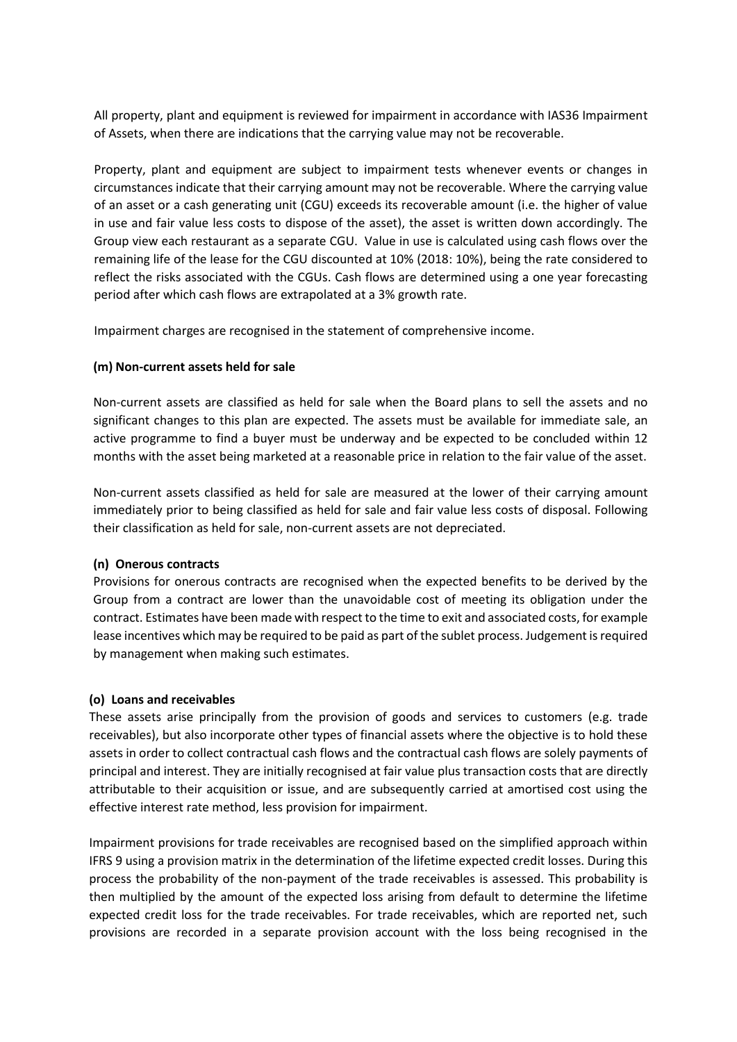All property, plant and equipment is reviewed for impairment in accordance with IAS36 Impairment of Assets, when there are indications that the carrying value may not be recoverable.

Property, plant and equipment are subject to impairment tests whenever events or changes in circumstances indicate that their carrying amount may not be recoverable. Where the carrying value of an asset or a cash generating unit (CGU) exceeds its recoverable amount (i.e. the higher of value in use and fair value less costs to dispose of the asset), the asset is written down accordingly. The Group view each restaurant as a separate CGU. Value in use is calculated using cash flows over the remaining life of the lease for the CGU discounted at 10% (2018: 10%), being the rate considered to reflect the risks associated with the CGUs. Cash flows are determined using a one year forecasting period after which cash flows are extrapolated at a 3% growth rate.

Impairment charges are recognised in the statement of comprehensive income.

**(m) Non-current assets held for sale**

Non-current assets are classified as held for sale when the Board plans to sell the assets and no significant changes to this plan are expected. The assets must be available for immediate sale, an active programme to find a buyer must be underway and be expected to be concluded within 12 months with the asset being marketed at a reasonable price in relation to the fair value of the asset.

Non-current assets classified as held for sale are measured at the lower of their carrying amount immediately prior to being classified as held for sale and fair value less costs of disposal. Following their classification as held for sale, non-current assets are not depreciated.

**(n) Onerous contracts**

Provisions for onerous contracts are recognised when the expected benefits to be derived by the Group from a contract are lower than the unavoidable cost of meeting its obligation under the contract. Estimates have been made with respect to the time to exit and associated costs, for example lease incentives which may be required to be paid as part of the sublet process. Judgement is required by management when making such estimates.

**(o) Loans and receivables**

These assets arise principally from the provision of goods and services to customers (e.g. trade receivables), but also incorporate other types of financial assets where the objective is to hold these assets in order to collect contractual cash flows and the contractual cash flows are solely payments of principal and interest. They are initially recognised at fair value plus transaction costs that are directly attributable to their acquisition or issue, and are subsequently carried at amortised cost using the effective interest rate method, less provision for impairment.

Impairment provisions for trade receivables are recognised based on the simplified approach within IFRS 9 using a provision matrix in the determination of the lifetime expected credit losses. During this process the probability of the non-payment of the trade receivables is assessed. This probability is then multiplied by the amount of the expected loss arising from default to determine the lifetime expected credit loss for the trade receivables. For trade receivables, which are reported net, such provisions are recorded in a separate provision account with the loss being recognised in the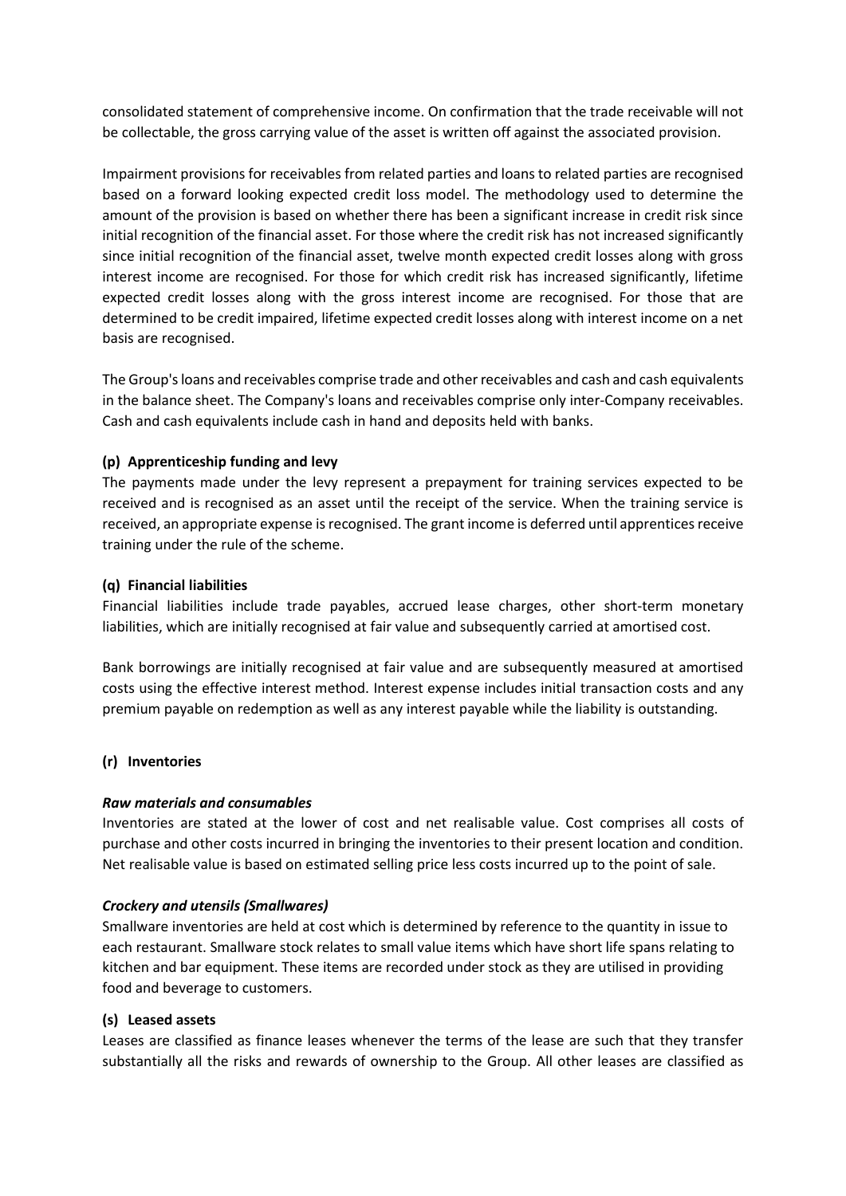consolidated statement of comprehensive income. On confirmation that the trade receivable will not be collectable, the gross carrying value of the asset is written off against the associated provision.

Impairment provisions for receivables from related parties and loans to related parties are recognised based on a forward looking expected credit loss model. The methodology used to determine the amount of the provision is based on whether there has been a significant increase in credit risk since initial recognition of the financial asset. For those where the credit risk has not increased significantly since initial recognition of the financial asset, twelve month expected credit losses along with gross interest income are recognised. For those for which credit risk has increased significantly, lifetime expected credit losses along with the gross interest income are recognised. For those that are determined to be credit impaired, lifetime expected credit losses along with interest income on a net basis are recognised.

The Group's loans and receivables comprise trade and other receivables and cash and cash equivalents in the balance sheet. The Company's loans and receivables comprise only inter-Company receivables. Cash and cash equivalents include cash in hand and deposits held with banks.

**(p) Apprenticeship funding and levy**

The payments made under the levy represent a prepayment for training services expected to be received and is recognised as an asset until the receipt of the service. When the training service is received, an appropriate expense is recognised. The grant income is deferred until apprentices receive training under the rule of the scheme.

**(q) Financial liabilities**

Financial liabilities include trade payables, accrued lease charges, other short-term monetary liabilities, which are initially recognised at fair value and subsequently carried at amortised cost.

Bank borrowings are initially recognised at fair value and are subsequently measured at amortised costs using the effective interest method. Interest expense includes initial transaction costs and any premium payable on redemption as well as any interest payable while the liability is outstanding.

**(r) Inventories**

***Raw materials and consumables***

Inventories are stated at the lower of cost and net realisable value. Cost comprises all costs of purchase and other costs incurred in bringing the inventories to their present location and condition. Net realisable value is based on estimated selling price less costs incurred up to the point of sale.

***Crockery and utensils (Smallwares)***

Smallware inventories are held at cost which is determined by reference to the quantity in issue to each restaurant. Smallware stock relates to small value items which have short life spans relating to kitchen and bar equipment. These items are recorded under stock as they are utilised in providing food and beverage to customers.

**(s) Leased assets**

Leases are classified as finance leases whenever the terms of the lease are such that they transfer substantially all the risks and rewards of ownership to the Group. All other leases are classified as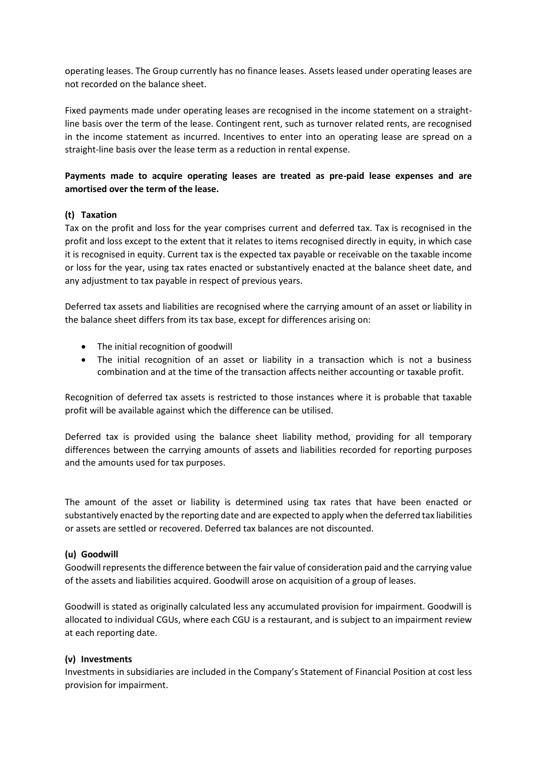operating leases. The Group currently has no finance leases. Assets leased under operating leases are not recorded on the balance sheet.

Fixed payments made under operating leases are recognised in the income statement on a straight-line basis over the term of the lease. Contingent rent, such as turnover related rents, are recognised in the income statement as incurred. Incentives to enter into an operating lease are spread on a straight-line basis over the lease term as a reduction in rental expense.

**Payments made to acquire operating leases are treated as pre-paid lease expenses and are amortised over the term of the lease.**

### (t) Taxation

Tax on the profit and loss for the year comprises current and deferred tax. Tax is recognised in the profit and loss except to the extent that it relates to items recognised directly in equity, in which case it is recognised in equity. Current tax is the expected tax payable or receivable on the taxable income or loss for the year, using tax rates enacted or substantively enacted at the balance sheet date, and any adjustment to tax payable in respect of previous years.

Deferred tax assets and liabilities are recognised where the carrying amount of an asset or liability in the balance sheet differs from its tax base, except for differences arising on:

- The initial recognition of goodwill
- The initial recognition of an asset or liability in a transaction which is not a business combination and at the time of the transaction affects neither accounting or taxable profit.

Recognition of deferred tax assets is restricted to those instances where it is probable that taxable profit will be available against which the difference can be utilised.

Deferred tax is provided using the balance sheet liability method, providing for all temporary differences between the carrying amounts of assets and liabilities recorded for reporting purposes and the amounts used for tax purposes.

The amount of the asset or liability is determined using tax rates that have been enacted or substantively enacted by the reporting date and are expected to apply when the deferred tax liabilities or assets are settled or recovered. Deferred tax balances are not discounted.

### (u) Goodwill

Goodwill represents the difference between the fair value of consideration paid and the carrying value of the assets and liabilities acquired. Goodwill arose on acquisition of a group of leases.

Goodwill is stated as originally calculated less any accumulated provision for impairment. Goodwill is allocated to individual CGUs, where each CGU is a restaurant, and is subject to an impairment review at each reporting date.

### (v) Investments

Investments in subsidiaries are included in the Company's Statement of Financial Position at cost less provision for impairment.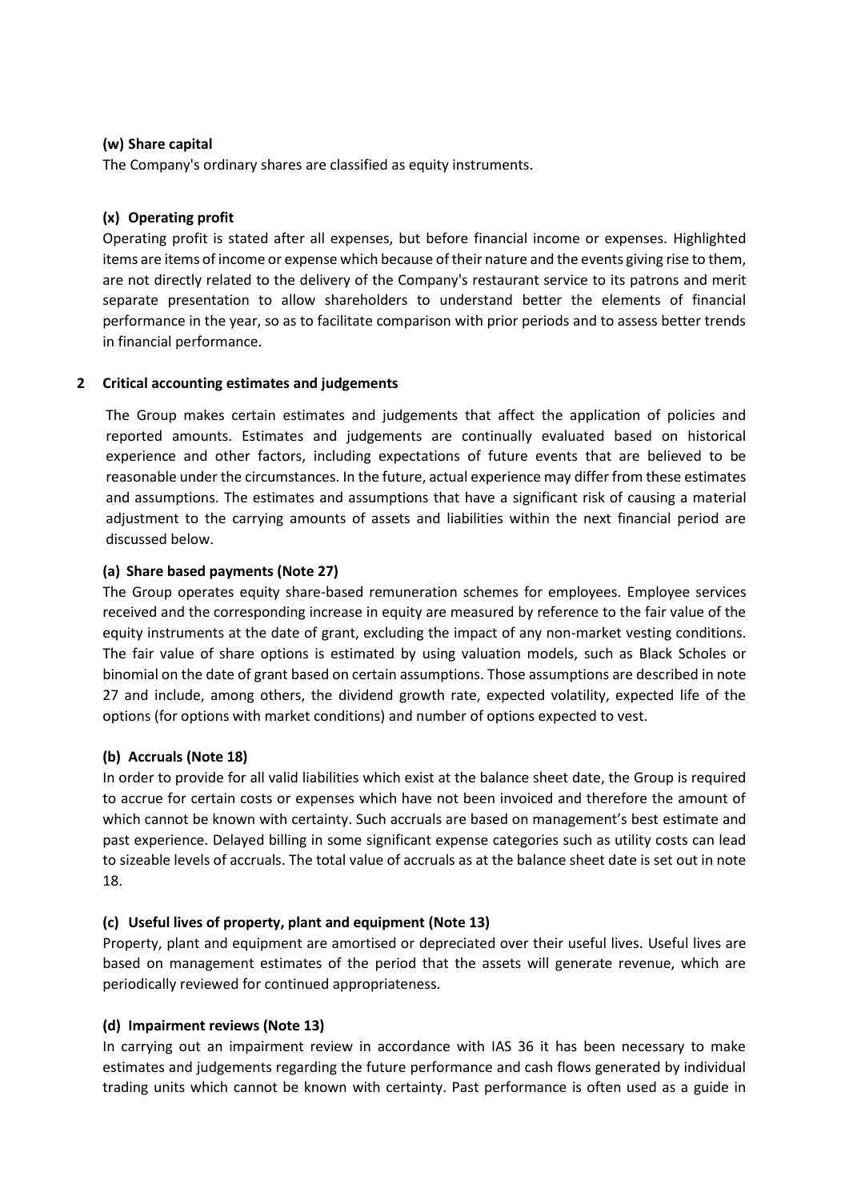**(w) Share capital**

The Company's ordinary shares are classified as equity instruments.

**(x) Operating profit**

Operating profit is stated after all expenses, but before financial income or expenses. Highlighted items are items of income or expense which because of their nature and the events giving rise to them, are not directly related to the delivery of the Company's restaurant service to its patrons and merit separate presentation to allow shareholders to understand better the elements of financial performance in the year, so as to facilitate comparison with prior periods and to assess better trends in financial performance.

## 2 Critical accounting estimates and judgements

The Group makes certain estimates and judgements that affect the application of policies and reported amounts. Estimates and judgements are continually evaluated based on historical experience and other factors, including expectations of future events that are believed to be reasonable under the circumstances. In the future, actual experience may differ from these estimates and assumptions. The estimates and assumptions that have a significant risk of causing a material adjustment to the carrying amounts of assets and liabilities within the next financial period are discussed below.

**(a) Share based payments (Note 27)**

The Group operates equity share-based remuneration schemes for employees. Employee services received and the corresponding increase in equity are measured by reference to the fair value of the equity instruments at the date of grant, excluding the impact of any non-market vesting conditions. The fair value of share options is estimated by using valuation models, such as Black Scholes or binomial on the date of grant based on certain assumptions. Those assumptions are described in note 27 and include, among others, the dividend growth rate, expected volatility, expected life of the options (for options with market conditions) and number of options expected to vest.

**(b) Accruals (Note 18)**

In order to provide for all valid liabilities which exist at the balance sheet date, the Group is required to accrue for certain costs or expenses which have not been invoiced and therefore the amount of which cannot be known with certainty. Such accruals are based on management's best estimate and past experience. Delayed billing in some significant expense categories such as utility costs can lead to sizeable levels of accruals. The total value of accruals as at the balance sheet date is set out in note 18.

**(c) Useful lives of property, plant and equipment (Note 13)**

Property, plant and equipment are amortised or depreciated over their useful lives. Useful lives are based on management estimates of the period that the assets will generate revenue, which are periodically reviewed for continued appropriateness.

**(d) Impairment reviews (Note 13)**

In carrying out an impairment review in accordance with IAS 36 it has been necessary to make estimates and judgements regarding the future performance and cash flows generated by individual trading units which cannot be known with certainty. Past performance is often used as a guide in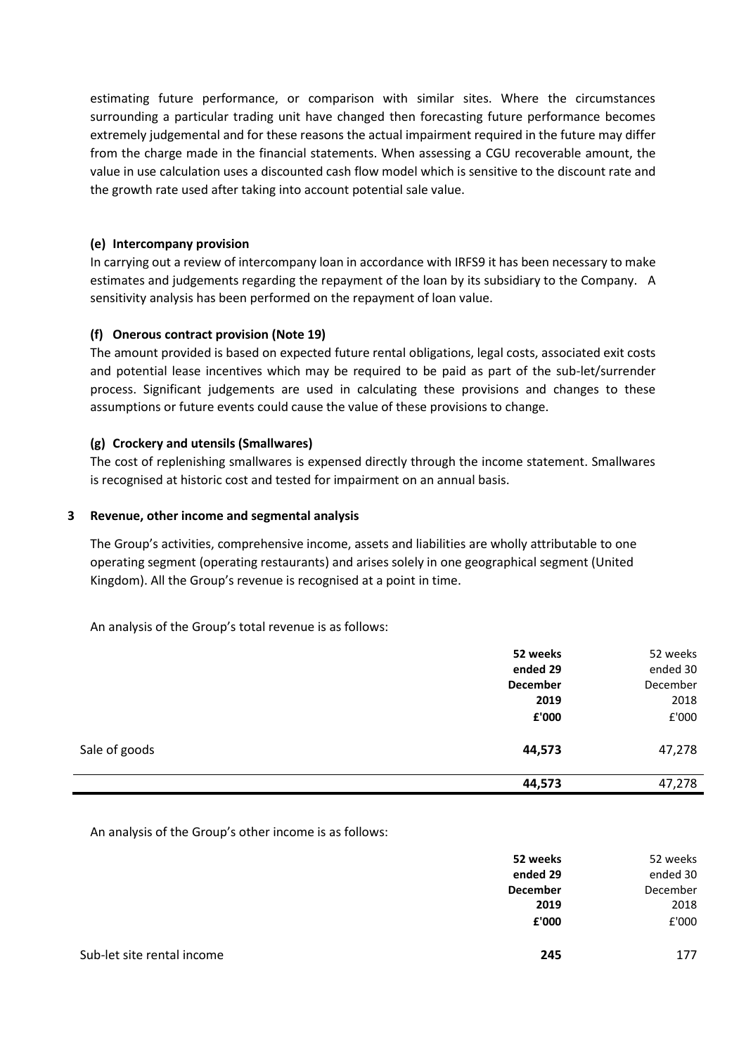estimating future performance, or comparison with similar sites. Where the circumstances surrounding a particular trading unit have changed then forecasting future performance becomes extremely judgemental and for these reasons the actual impairment required in the future may differ from the charge made in the financial statements. When assessing a CGU recoverable amount, the value in use calculation uses a discounted cash flow model which is sensitive to the discount rate and the growth rate used after taking into account potential sale value.

**(e) Intercompany provision**

In carrying out a review of intercompany loan in accordance with IRFS9 it has been necessary to make estimates and judgements regarding the repayment of the loan by its subsidiary to the Company. A sensitivity analysis has been performed on the repayment of loan value.

**(f) Onerous contract provision (Note 19)**

The amount provided is based on expected future rental obligations, legal costs, associated exit costs and potential lease incentives which may be required to be paid as part of the sub-let/surrender process. Significant judgements are used in calculating these provisions and changes to these assumptions or future events could cause the value of these provisions to change.

**(g) Crockery and utensils (Smallwares)**

The cost of replenishing smallwares is expensed directly through the income statement. Smallwares is recognised at historic cost and tested for impairment on an annual basis.

## 3 Revenue, other income and segmental analysis

The Group's activities, comprehensive income, assets and liabilities are wholly attributable to one operating segment (operating restaurants) and arises solely in one geographical segment (United Kingdom). All the Group's revenue is recognised at a point in time.

An analysis of the Group's total revenue is as follows:

| | **52 weeks ended 29 December 2019 £'000** | 52 weeks ended 30 December 2018 £'000 |
|---|---|---|
| Sale of goods | **44,573** | 47,278 |
| | **44,573** | 47,278 |

An analysis of the Group's other income is as follows:

| | **52 weeks ended 29 December 2019 £'000** | 52 weeks ended 30 December 2018 £'000 |
|---|---|---|
| Sub-let site rental income | **245** | 177 |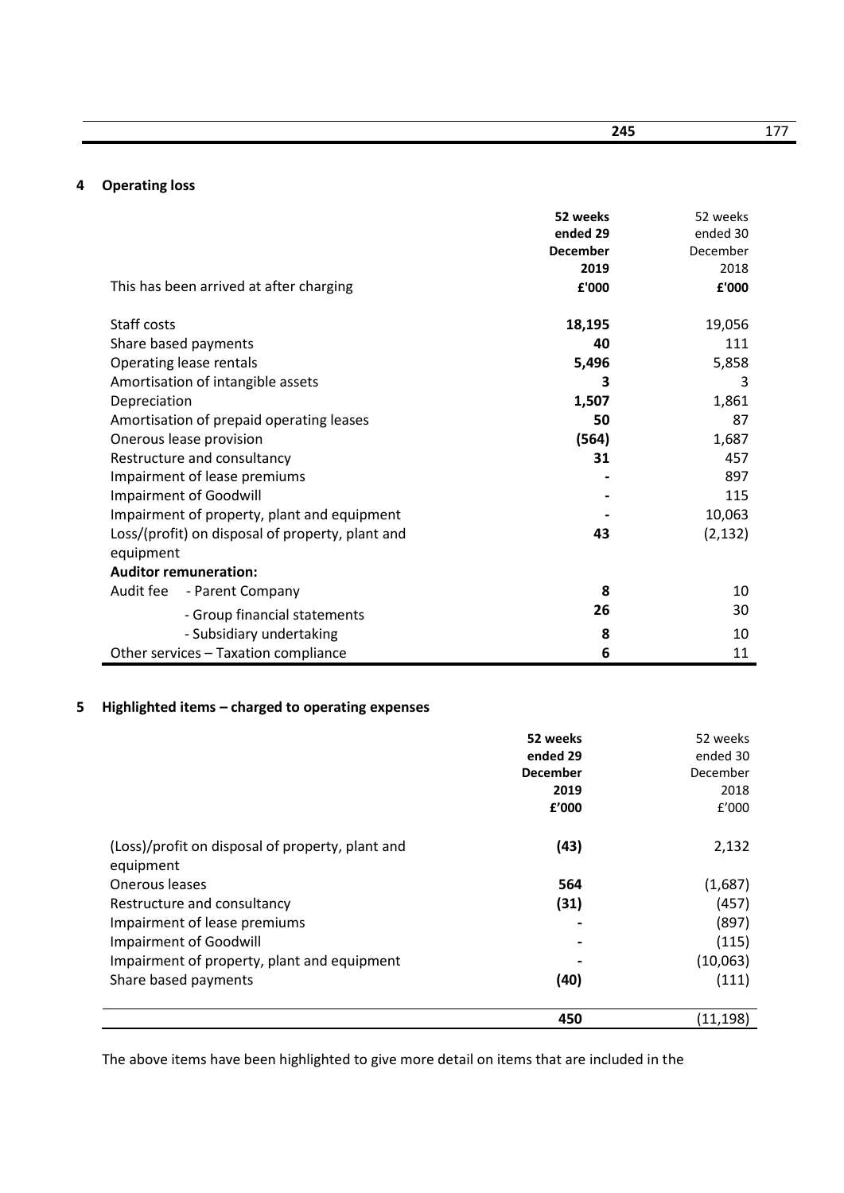| | 245 | 177 |
|---|---|---|

## 4 Operating loss

| This has been arrived at after charging | 52 weeks ended 29 December 2019 £'000 | 52 weeks ended 30 December 2018 £'000 |
|---|---|---|
| Staff costs | **18,195** | 19,056 |
| Share based payments | **40** | 111 |
| Operating lease rentals | **5,496** | 5,858 |
| Amortisation of intangible assets | **3** | 3 |
| Depreciation | **1,507** | 1,861 |
| Amortisation of prepaid operating leases | **50** | 87 |
| Onerous lease provision | **(564)** | 1,687 |
| Restructure and consultancy | **31** | 457 |
| Impairment of lease premiums | **-** | 897 |
| Impairment of Goodwill | **-** | 115 |
| Impairment of property, plant and equipment | **-** | 10,063 |
| Loss/(profit) on disposal of property, plant and equipment | **43** | (2,132) |
| **Auditor remuneration:** | | |
| Audit fee - Parent Company | **8** | 10 |
| - Group financial statements | **26** | 30 |
| - Subsidiary undertaking | **8** | 10 |
| Other services – Taxation compliance | **6** | 11 |

## 5 Highlighted items – charged to operating expenses

| | 52 weeks ended 29 December 2019 £'000 | 52 weeks ended 30 December 2018 £'000 |
|---|---|---|
| (Loss)/profit on disposal of property, plant and equipment | **(43)** | 2,132 |
| Onerous leases | **564** | (1,687) |
| Restructure and consultancy | **(31)** | (457) |
| Impairment of lease premiums | **-** | (897) |
| Impairment of Goodwill | **-** | (115) |
| Impairment of property, plant and equipment | **-** | (10,063) |
| Share based payments | **(40)** | (111) |
| | **450** | (11,198) |

The above items have been highlighted to give more detail on items that are included in the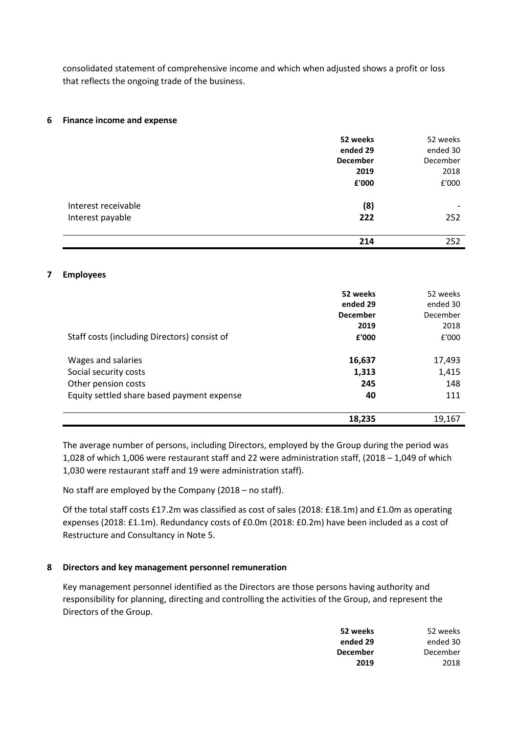consolidated statement of comprehensive income and which when adjusted shows a profit or loss that reflects the ongoing trade of the business.

## 6 Finance income and expense

| | **52 weeks ended 29 December 2019 £'000** | 52 weeks ended 30 December 2018 £'000 |
|---|---|---|
| Interest receivable | **(8)** | - |
| Interest payable | **222** | 252 |
| | **214** | 252 |

## 7 Employees

| Staff costs (including Directors) consist of | **52 weeks ended 29 December 2019 £'000** | 52 weeks ended 30 December 2018 £'000 |
|---|---|---|
| Wages and salaries | **16,637** | 17,493 |
| Social security costs | **1,313** | 1,415 |
| Other pension costs | **245** | 148 |
| Equity settled share based payment expense | **40** | 111 |
| | **18,235** | 19,167 |

The average number of persons, including Directors, employed by the Group during the period was 1,028 of which 1,006 were restaurant staff and 22 were administration staff, (2018 – 1,049 of which 1,030 were restaurant staff and 19 were administration staff).

No staff are employed by the Company (2018 – no staff).

Of the total staff costs £17.2m was classified as cost of sales (2018: £18.1m) and £1.0m as operating expenses (2018: £1.1m). Redundancy costs of £0.0m (2018: £0.2m) have been included as a cost of Restructure and Consultancy in Note 5.

## 8 Directors and key management personnel remuneration

Key management personnel identified as the Directors are those persons having authority and responsibility for planning, directing and controlling the activities of the Group, and represent the Directors of the Group.

| | **52 weeks ended 29 December 2019** | 52 weeks ended 30 December 2018 |
|---|---|---|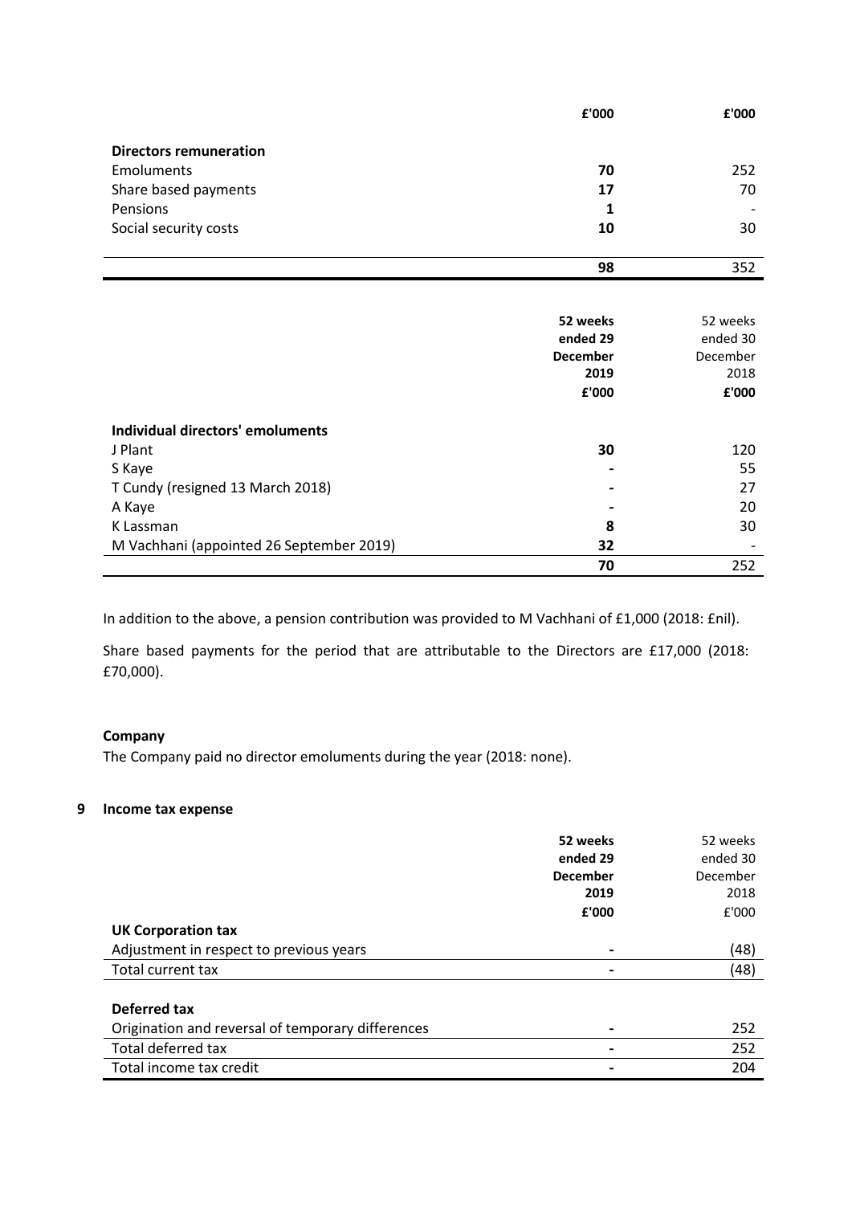| | £'000 | £'000 |
|---|---|---|
| **Directors remuneration** | | |
| Emoluments | **70** | 252 |
| Share based payments | **17** | 70 |
| Pensions | **1** | - |
| Social security costs | **10** | 30 |
| | **98** | 352 |

| | **52 weeks ended 29 December 2019 £'000** | 52 weeks ended 30 December 2018 **£'000** |
|---|---|---|
| **Individual directors' emoluments** | | |
| J Plant | **30** | 120 |
| S Kaye | **-** | 55 |
| T Cundy (resigned 13 March 2018) | **-** | 27 |
| A Kaye | **-** | 20 |
| K Lassman | **8** | 30 |
| M Vachhani (appointed 26 September 2019) | **32** | - |
| | **70** | 252 |

In addition to the above, a pension contribution was provided to M Vachhani of £1,000 (2018: £nil).

Share based payments for the period that are attributable to the Directors are £17,000 (2018: £70,000).

**Company**

The Company paid no director emoluments during the year (2018: none).

## 9 Income tax expense

| | **52 weeks ended 29 December 2019 £'000** | 52 weeks ended 30 December 2018 £'000 |
|---|---|---|
| **UK Corporation tax** | | |
| Adjustment in respect to previous years | **-** | (48) |
| Total current tax | **-** | (48) |
| | | |
| **Deferred tax** | | |
| Origination and reversal of temporary differences | **-** | 252 |
| Total deferred tax | **-** | 252 |
| Total income tax credit | **-** | 204 |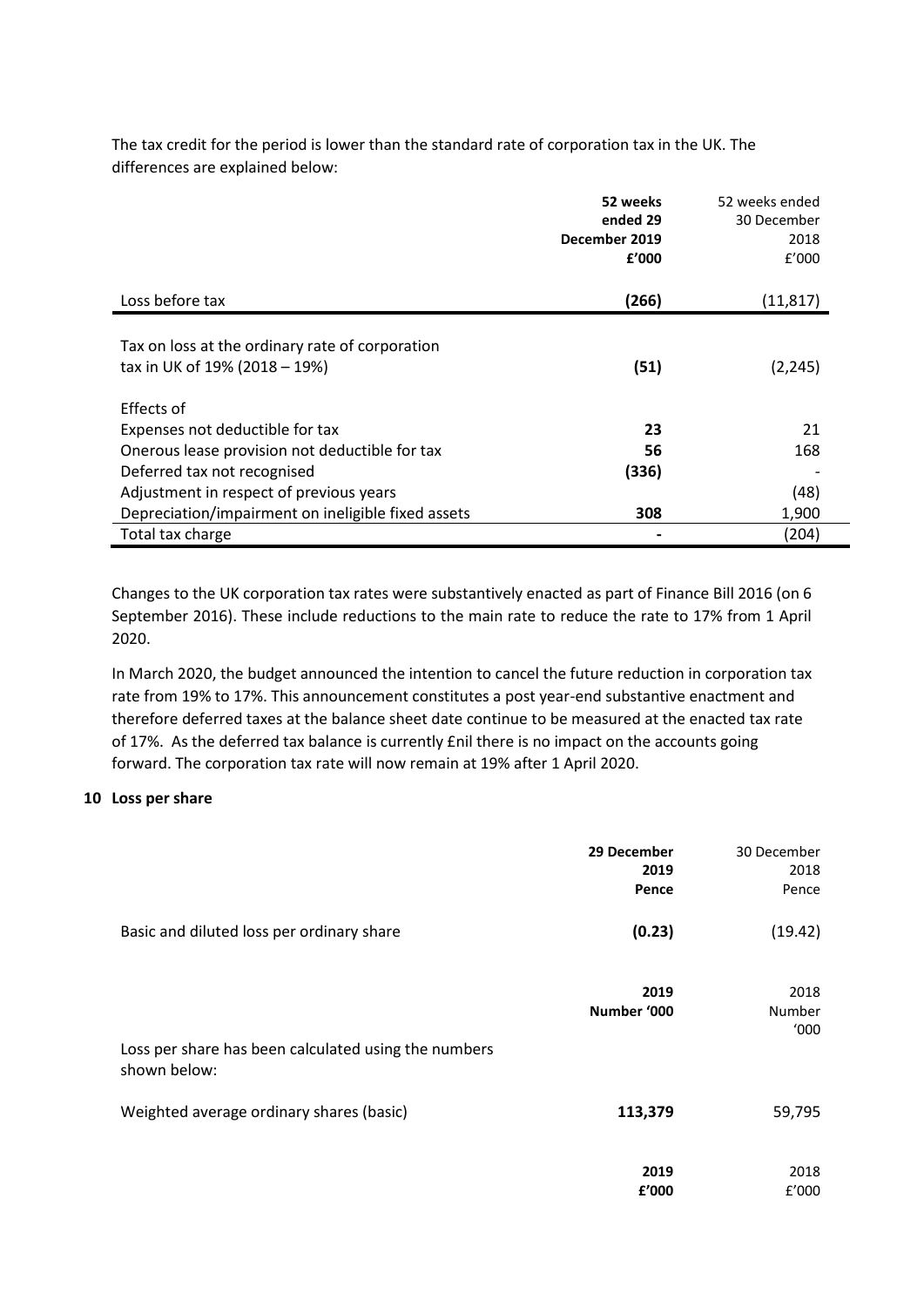The tax credit for the period is lower than the standard rate of corporation tax in the UK. The differences are explained below:

| | **52 weeks ended 29 December 2019 £'000** | 52 weeks ended 30 December 2018 £'000 |
|---|---|---|
| Loss before tax | **(266)** | (11,817) |
| Tax on loss at the ordinary rate of corporation tax in UK of 19% (2018 – 19%) | **(51)** | (2,245) |
| Effects of | | |
| Expenses not deductible for tax | **23** | 21 |
| Onerous lease provision not deductible for tax | **56** | 168 |
| Deferred tax not recognised | **(336)** | - |
| Adjustment in respect of previous years | | (48) |
| Depreciation/impairment on ineligible fixed assets | **308** | 1,900 |
| Total tax charge | **-** | (204) |

Changes to the UK corporation tax rates were substantively enacted as part of Finance Bill 2016 (on 6 September 2016). These include reductions to the main rate to reduce the rate to 17% from 1 April 2020.

In March 2020, the budget announced the intention to cancel the future reduction in corporation tax rate from 19% to 17%. This announcement constitutes a post year-end substantive enactment and therefore deferred taxes at the balance sheet date continue to be measured at the enacted tax rate of 17%. As the deferred tax balance is currently £nil there is no impact on the accounts going forward. The corporation tax rate will now remain at 19% after 1 April 2020.

## 10 Loss per share

| | **29 December 2019 Pence** | 30 December 2018 Pence |
|---|---|---|
| Basic and diluted loss per ordinary share | **(0.23)** | (19.42) |

| | **2019 Number '000** | 2018 Number '000 |
|---|---|---|
| Loss per share has been calculated using the numbers shown below: | | |
| Weighted average ordinary shares (basic) | **113,379** | 59,795 |

| | **2019 £'000** | 2018 £'000 |
|---|---|---|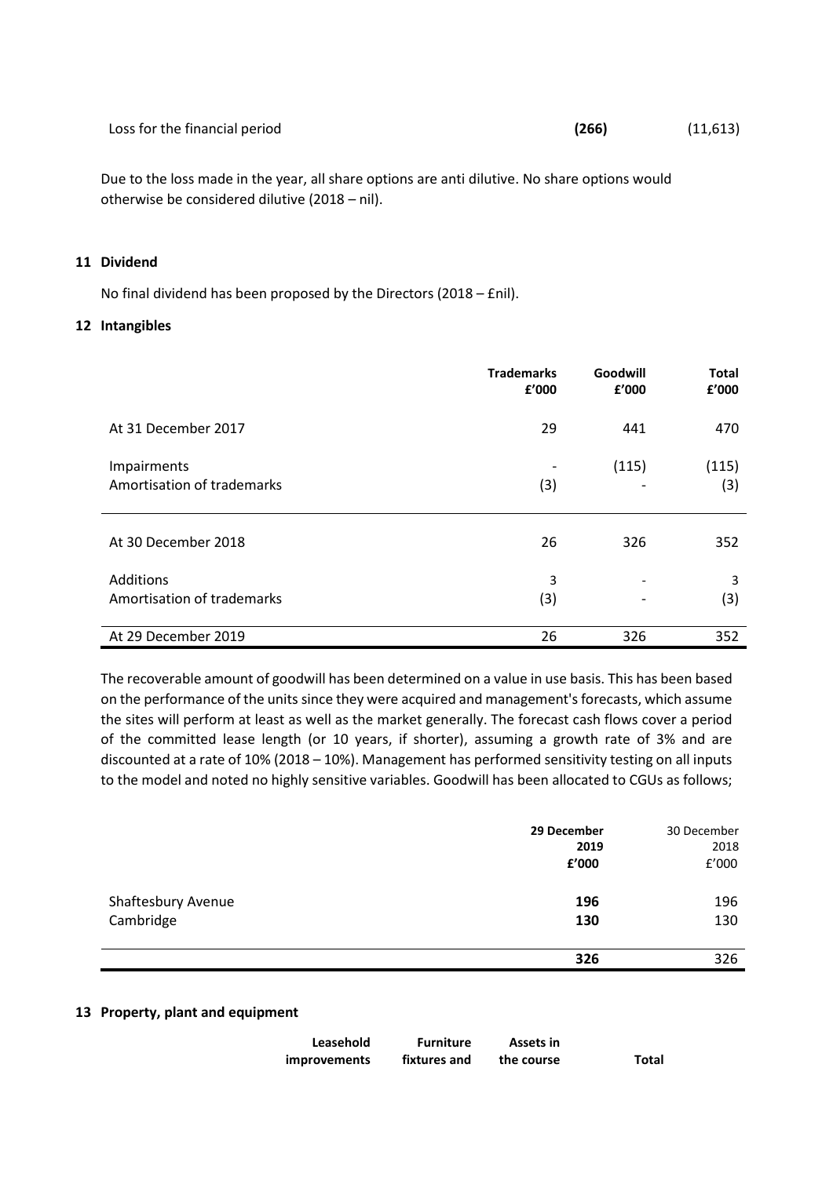| | | |
|---|---|---|
| Loss for the financial period | **(266)** | (11,613) |

Due to the loss made in the year, all share options are anti dilutive. No share options would otherwise be considered dilutive (2018 – nil).

## 11 Dividend

No final dividend has been proposed by the Directors (2018 – £nil).

## 12 Intangibles

| | Trademarks £'000 | Goodwill £'000 | Total £'000 |
|---|---|---|---|
| At 31 December 2017 | 29 | 441 | 470 |
| Impairments | - | (115) | (115) |
| Amortisation of trademarks | (3) | - | (3) |
| At 30 December 2018 | 26 | 326 | 352 |
| Additions | 3 | - | 3 |
| Amortisation of trademarks | (3) | - | (3) |
| At 29 December 2019 | 26 | 326 | 352 |

The recoverable amount of goodwill has been determined on a value in use basis. This has been based on the performance of the units since they were acquired and management's forecasts, which assume the sites will perform at least as well as the market generally. The forecast cash flows cover a period of the committed lease length (or 10 years, if shorter), assuming a growth rate of 3% and are discounted at a rate of 10% (2018 – 10%). Management has performed sensitivity testing on all inputs to the model and noted no highly sensitive variables. Goodwill has been allocated to CGUs as follows;

| | **29 December 2019 £'000** | 30 December 2018 £'000 |
|---|---|---|
| Shaftesbury Avenue | **196** | 196 |
| Cambridge | **130** | 130 |
| | **326** | 326 |

## 13 Property, plant and equipment

| Leasehold improvements | Furniture fixtures and | Assets in the course | Total |
|---|---|---|---|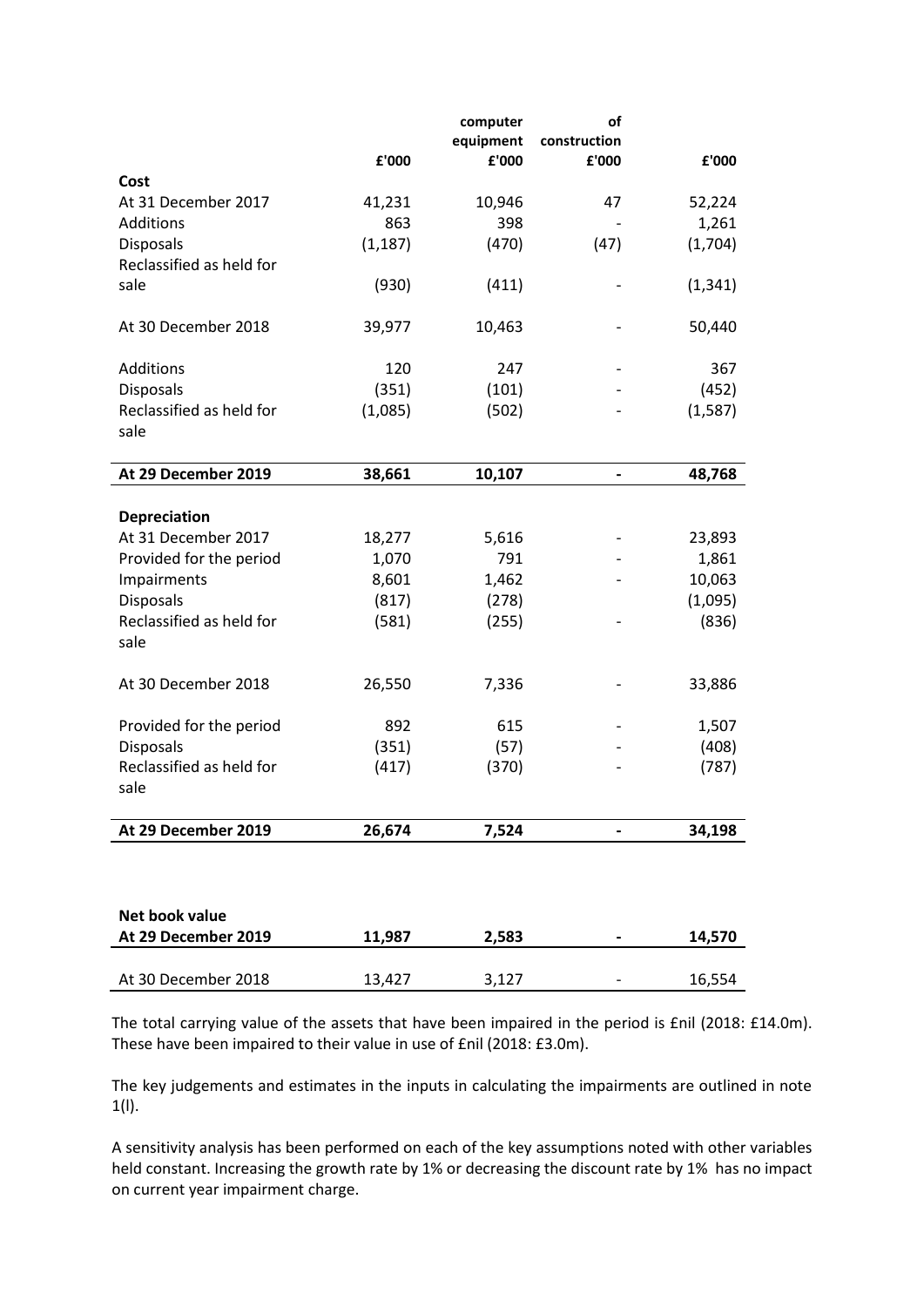| | £'000 | computer equipment £'000 | of construction £'000 | £'000 |
|---|---|---|---|---|
| **Cost** | | | | |
| At 31 December 2017 | 41,231 | 10,946 | 47 | 52,224 |
| Additions | 863 | 398 | - | 1,261 |
| Disposals | (1,187) | (470) | (47) | (1,704) |
| Reclassified as held for sale | (930) | (411) | - | (1,341) |
| At 30 December 2018 | 39,977 | 10,463 | - | 50,440 |
| Additions | 120 | 247 | - | 367 |
| Disposals | (351) | (101) | - | (452) |
| Reclassified as held for sale | (1,085) | (502) | - | (1,587) |
| **At 29 December 2019** | **38,661** | **10,107** | **-** | **48,768** |
| **Depreciation** | | | | |
| At 31 December 2017 | 18,277 | 5,616 | - | 23,893 |
| Provided for the period | 1,070 | 791 | - | 1,861 |
| Impairments | 8,601 | 1,462 | - | 10,063 |
| Disposals | (817) | (278) | | (1,095) |
| Reclassified as held for sale | (581) | (255) | - | (836) |
| At 30 December 2018 | 26,550 | 7,336 | - | 33,886 |
| Provided for the period | 892 | 615 | - | 1,507 |
| Disposals | (351) | (57) | - | (408) |
| Reclassified as held for sale | (417) | (370) | - | (787) |
| **At 29 December 2019** | **26,674** | **7,524** | **-** | **34,198** |
| **Net book value** | | | | |
| **At 29 December 2019** | **11,987** | **2,583** | **-** | **14,570** |
| At 30 December 2018 | 13,427 | 3,127 | - | 16,554 |

The total carrying value of the assets that have been impaired in the period is £nil (2018: £14.0m). These have been impaired to their value in use of £nil (2018: £3.0m).

The key judgements and estimates in the inputs in calculating the impairments are outlined in note 1(l).

A sensitivity analysis has been performed on each of the key assumptions noted with other variables held constant. Increasing the growth rate by 1% or decreasing the discount rate by 1% has no impact on current year impairment charge.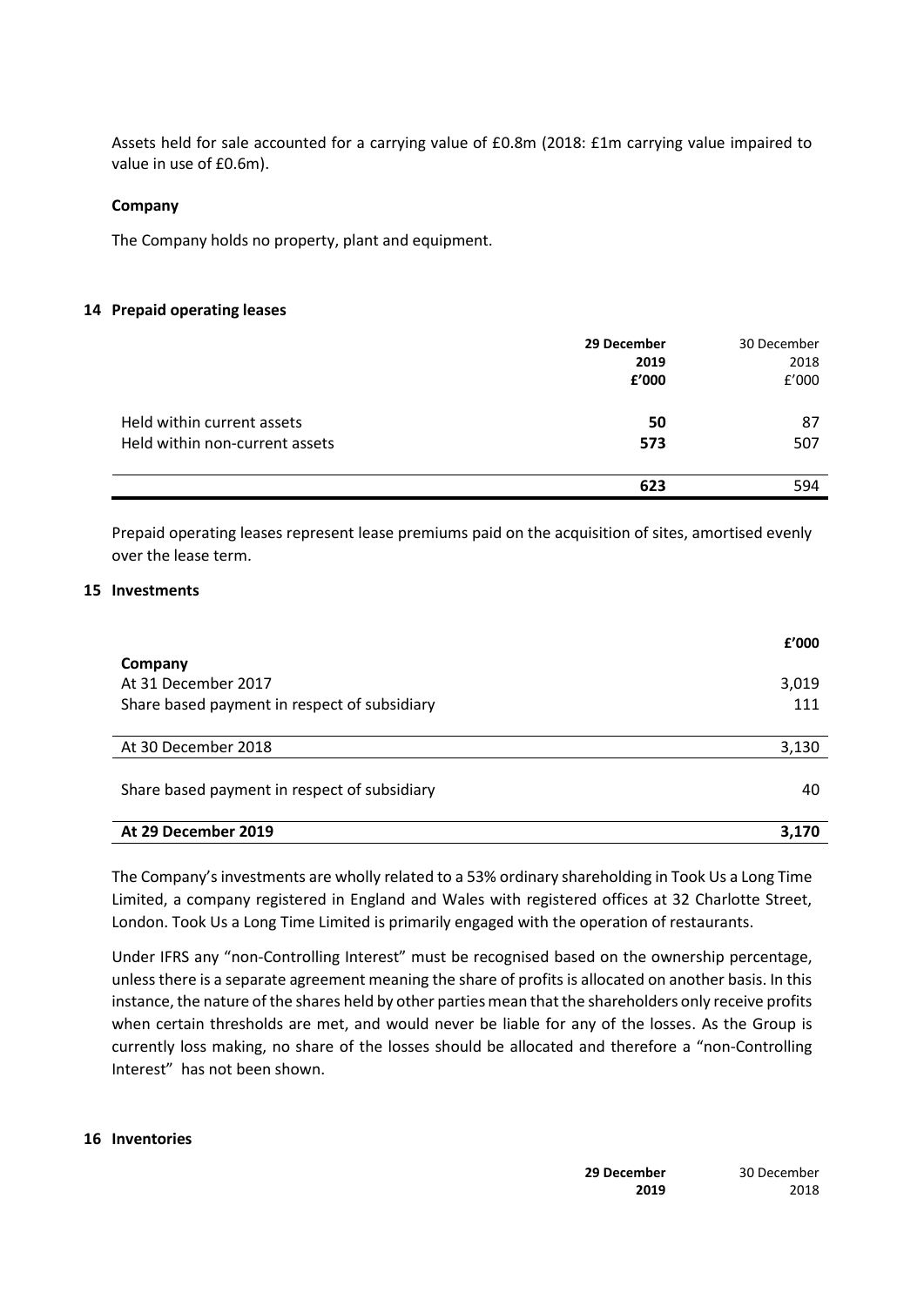Assets held for sale accounted for a carrying value of £0.8m (2018: £1m carrying value impaired to value in use of £0.6m).

**Company**

The Company holds no property, plant and equipment.

## 14 Prepaid operating leases

| | **29 December 2019 £'000** | 30 December 2018 £'000 |
|---|---|---|
| Held within current assets | **50** | 87 |
| Held within non-current assets | **573** | 507 |
| | **623** | 594 |

Prepaid operating leases represent lease premiums paid on the acquisition of sites, amortised evenly over the lease term.

## 15 Investments

| | **£'000** |
|---|---|
| **Company** | |
| At 31 December 2017 | 3,019 |
| Share based payment in respect of subsidiary | 111 |
| At 30 December 2018 | 3,130 |
| Share based payment in respect of subsidiary | 40 |
| **At 29 December 2019** | **3,170** |

The Company's investments are wholly related to a 53% ordinary shareholding in Took Us a Long Time Limited, a company registered in England and Wales with registered offices at 32 Charlotte Street, London. Took Us a Long Time Limited is primarily engaged with the operation of restaurants.

Under IFRS any "non-Controlling Interest" must be recognised based on the ownership percentage, unless there is a separate agreement meaning the share of profits is allocated on another basis. In this instance, the nature of the shares held by other parties mean that the shareholders only receive profits when certain thresholds are met, and would never be liable for any of the losses. As the Group is currently loss making, no share of the losses should be allocated and therefore a "non-Controlling Interest" has not been shown.

## 16 Inventories

| | **29 December 2019** | 30 December 2018 |
|---|---|---|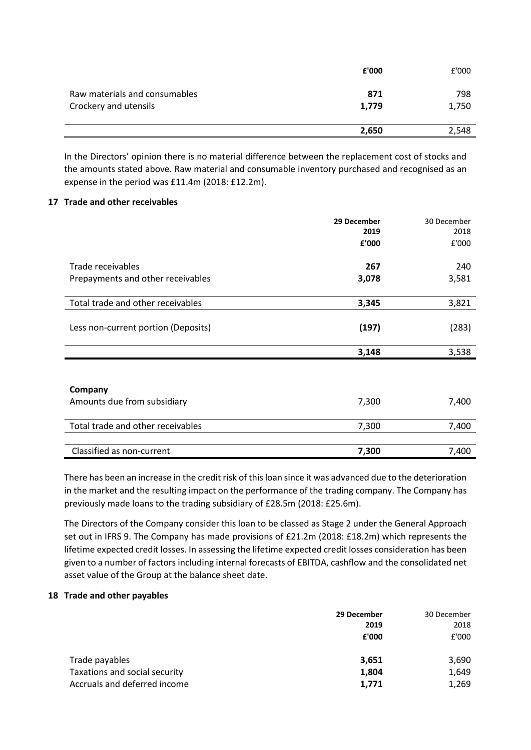| | £'000 | £'000 |
|---|---|---|
| Raw materials and consumables | **871** | 798 |
| Crockery and utensils | **1,779** | 1,750 |
| | **2,650** | 2,548 |

In the Directors' opinion there is no material difference between the replacement cost of stocks and the amounts stated above. Raw material and consumable inventory purchased and recognised as an expense in the period was £11.4m (2018: £12.2m).

## 17 Trade and other receivables

| | **29 December 2019 £'000** | 30 December 2018 £'000 |
|---|---|---|
| Trade receivables | **267** | 240 |
| Prepayments and other receivables | **3,078** | 3,581 |
| Total trade and other receivables | **3,345** | 3,821 |
| Less non-current portion (Deposits) | **(197)** | (283) |
| | **3,148** | 3,538 |
| **Company** | | |
| Amounts due from subsidiary | 7,300 | 7,400 |
| Total trade and other receivables | 7,300 | 7,400 |
| Classified as non-current | **7,300** | 7,400 |

There has been an increase in the credit risk of this loan since it was advanced due to the deterioration in the market and the resulting impact on the performance of the trading company. The Company has previously made loans to the trading subsidiary of £28.5m (2018: £25.6m).

The Directors of the Company consider this loan to be classed as Stage 2 under the General Approach set out in IFRS 9. The Company has made provisions of £21.2m (2018: £18.2m) which represents the lifetime expected credit losses. In assessing the lifetime expected credit losses consideration has been given to a number of factors including internal forecasts of EBITDA, cashflow and the consolidated net asset value of the Group at the balance sheet date.

## 18 Trade and other payables

| | **29 December 2019 £'000** | 30 December 2018 £'000 |
|---|---|---|
| Trade payables | **3,651** | 3,690 |
| Taxations and social security | **1,804** | 1,649 |
| Accruals and deferred income | **1,771** | 1,269 |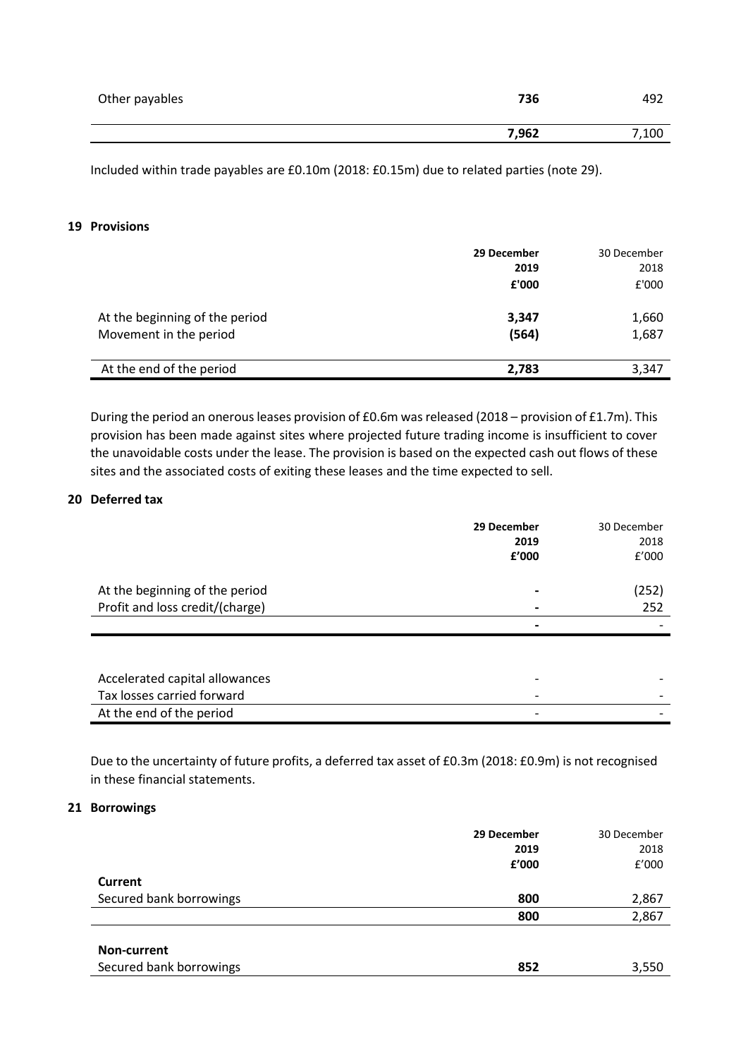| | | |
|---|---|---|
| Other payables | **736** | 492 |
| | **7,962** | 7,100 |

Included within trade payables are £0.10m (2018: £0.15m) due to related parties (note 29).

## 19 Provisions

| | **29 December 2019 £'000** | 30 December 2018 £'000 |
|---|---|---|
| At the beginning of the period | **3,347** | 1,660 |
| Movement in the period | **(564)** | 1,687 |
| At the end of the period | **2,783** | 3,347 |

During the period an onerous leases provision of £0.6m was released (2018 – provision of £1.7m). This provision has been made against sites where projected future trading income is insufficient to cover the unavoidable costs under the lease. The provision is based on the expected cash out flows of these sites and the associated costs of exiting these leases and the time expected to sell.

## 20 Deferred tax

| | **29 December 2019 £'000** | 30 December 2018 £'000 |
|---|---|---|
| At the beginning of the period | **-** | (252) |
| Profit and loss credit/(charge) | **-** | 252 |
| | **-** | - |
| | | |
| Accelerated capital allowances | - | - |
| Tax losses carried forward | - | - |
| At the end of the period | - | - |

Due to the uncertainty of future profits, a deferred tax asset of £0.3m (2018: £0.9m) is not recognised in these financial statements.

## 21 Borrowings

| | **29 December 2019 £'000** | 30 December 2018 £'000 |
|---|---|---|
| **Current** | | |
| Secured bank borrowings | **800** | 2,867 |
| | **800** | 2,867 |
| | | |
| **Non-current** | | |
| Secured bank borrowings | **852** | 3,550 |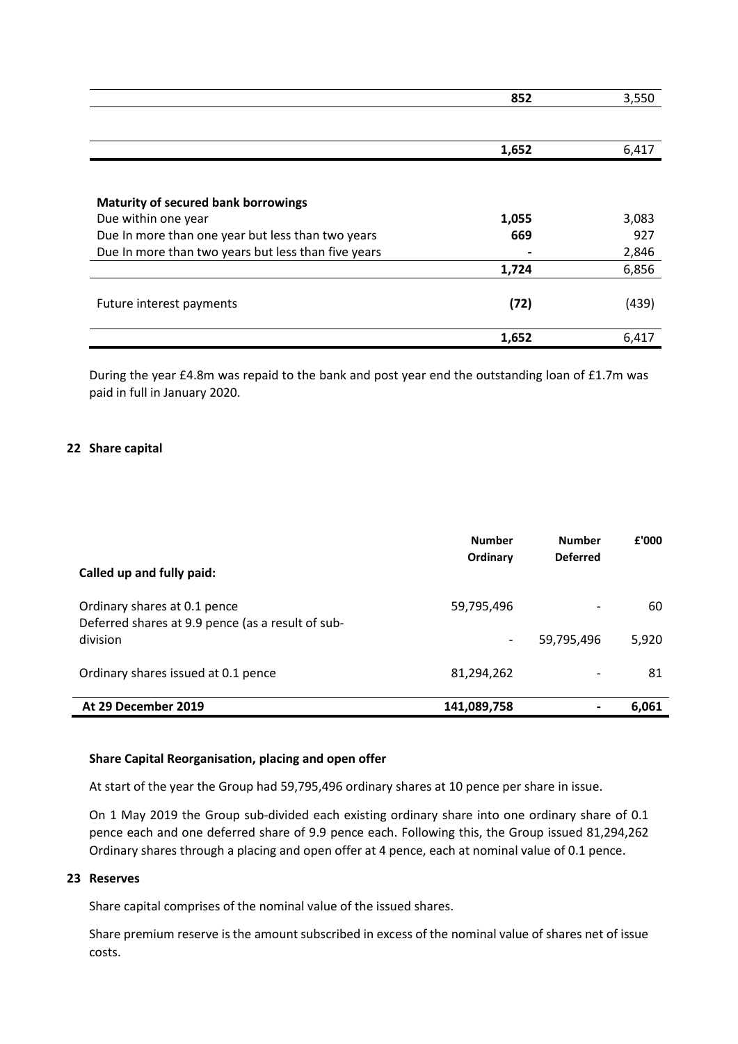| | | |
|---|---|---|
| | **852** | 3,550 |
| | | |
| | **1,652** | 6,417 |
| | | |
| **Maturity of secured bank borrowings** | | |
| Due within one year | **1,055** | 3,083 |
| Due In more than one year but less than two years | **669** | 927 |
| Due In more than two years but less than five years | **-** | 2,846 |
| | **1,724** | 6,856 |
| Future interest payments | **(72)** | (439) |
| | **1,652** | 6,417 |

During the year £4.8m was repaid to the bank and post year end the outstanding loan of £1.7m was paid in full in January 2020.

## 22 Share capital

| Called up and fully paid: | Number Ordinary | Number Deferred | £'000 |
|---|---|---|---|
| Ordinary shares at 0.1 pence | 59,795,496 | - | 60 |
| Deferred shares at 9.9 pence (as a result of sub-division | - | 59,795,496 | 5,920 |
| Ordinary shares issued at 0.1 pence | 81,294,262 | - | 81 |
| **At 29 December 2019** | **141,089,758** | **-** | **6,061** |

### Share Capital Reorganisation, placing and open offer

At start of the year the Group had 59,795,496 ordinary shares at 10 pence per share in issue.

On 1 May 2019 the Group sub-divided each existing ordinary share into one ordinary share of 0.1 pence each and one deferred share of 9.9 pence each. Following this, the Group issued 81,294,262 Ordinary shares through a placing and open offer at 4 pence, each at nominal value of 0.1 pence.

## 23 Reserves

Share capital comprises of the nominal value of the issued shares.

Share premium reserve is the amount subscribed in excess of the nominal value of shares net of issue costs.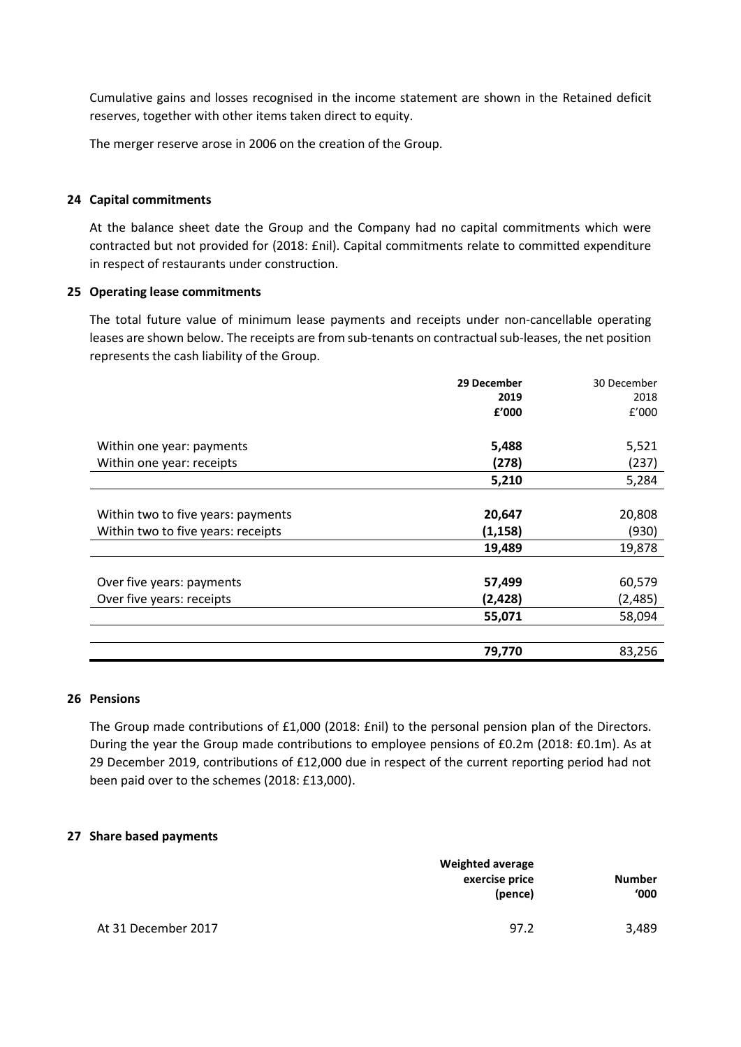Cumulative gains and losses recognised in the income statement are shown in the Retained deficit reserves, together with other items taken direct to equity.

The merger reserve arose in 2006 on the creation of the Group.

## 24 Capital commitments

At the balance sheet date the Group and the Company had no capital commitments which were contracted but not provided for (2018: £nil). Capital commitments relate to committed expenditure in respect of restaurants under construction.

## 25 Operating lease commitments

The total future value of minimum lease payments and receipts under non-cancellable operating leases are shown below. The receipts are from sub-tenants on contractual sub-leases, the net position represents the cash liability of the Group.

| | **29 December 2019 £'000** | 30 December 2018 £'000 |
|---|---|---|
| Within one year: payments | **5,488** | 5,521 |
| Within one year: receipts | **(278)** | (237) |
| | **5,210** | 5,284 |
| Within two to five years: payments | **20,647** | 20,808 |
| Within two to five years: receipts | **(1,158)** | (930) |
| | **19,489** | 19,878 |
| Over five years: payments | **57,499** | 60,579 |
| Over five years: receipts | **(2,428)** | (2,485) |
| | **55,071** | 58,094 |
| | **79,770** | 83,256 |

## 26 Pensions

The Group made contributions of £1,000 (2018: £nil) to the personal pension plan of the Directors. During the year the Group made contributions to employee pensions of £0.2m (2018: £0.1m). As at 29 December 2019, contributions of £12,000 due in respect of the current reporting period had not been paid over to the schemes (2018: £13,000).

## 27 Share based payments

| | **Weighted average exercise price (pence)** | **Number '000** |
|---|---|---|
| At 31 December 2017 | 97.2 | 3,489 |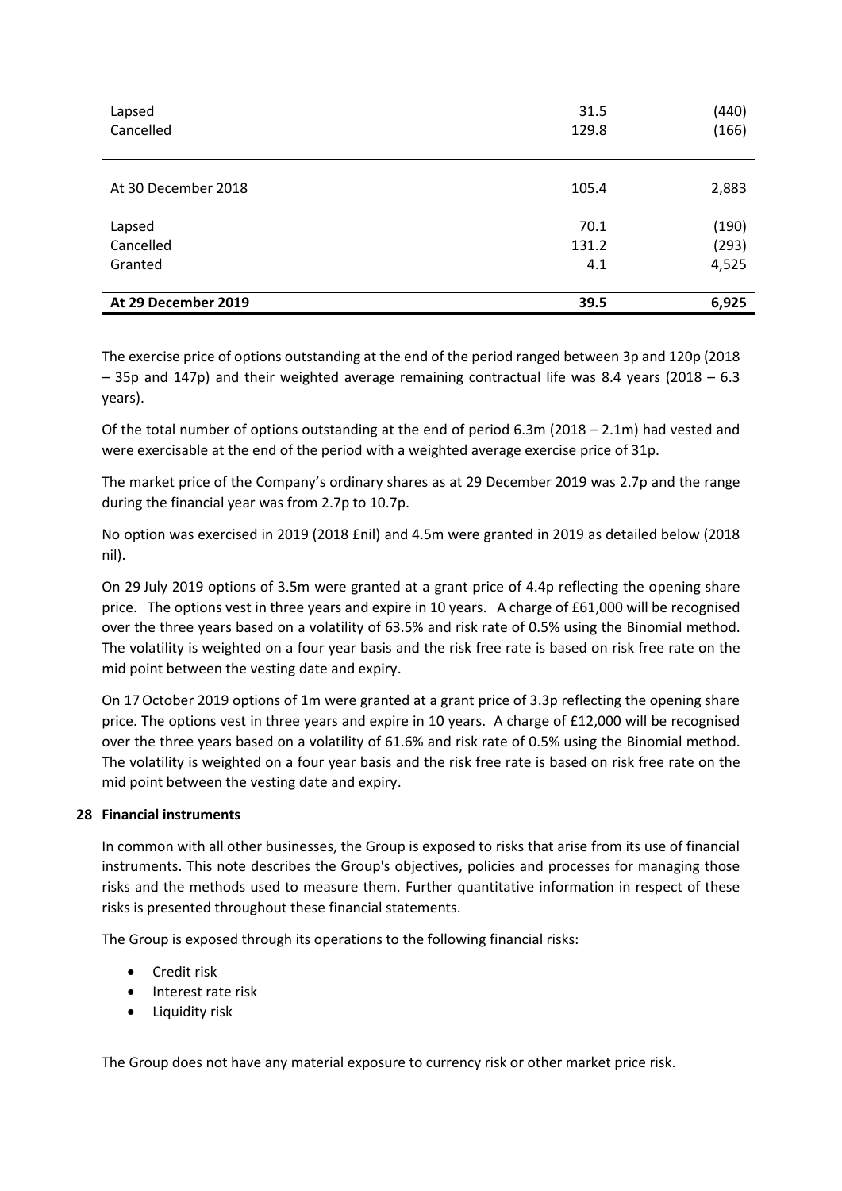| | | |
|---|---|---|
| Lapsed | 31.5 | (440) |
| Cancelled | 129.8 | (166) |
| At 30 December 2018 | 105.4 | 2,883 |
| Lapsed | 70.1 | (190) |
| Cancelled | 131.2 | (293) |
| Granted | 4.1 | 4,525 |
| **At 29 December 2019** | **39.5** | **6,925** |

The exercise price of options outstanding at the end of the period ranged between 3p and 120p (2018 – 35p and 147p) and their weighted average remaining contractual life was 8.4 years (2018 – 6.3 years).

Of the total number of options outstanding at the end of period 6.3m (2018 – 2.1m) had vested and were exercisable at the end of the period with a weighted average exercise price of 31p.

The market price of the Company's ordinary shares as at 29 December 2019 was 2.7p and the range during the financial year was from 2.7p to 10.7p.

No option was exercised in 2019 (2018 £nil) and 4.5m were granted in 2019 as detailed below (2018 nil).

On 29 July 2019 options of 3.5m were granted at a grant price of 4.4p reflecting the opening share price. The options vest in three years and expire in 10 years. A charge of £61,000 will be recognised over the three years based on a volatility of 63.5% and risk rate of 0.5% using the Binomial method. The volatility is weighted on a four year basis and the risk free rate is based on risk free rate on the mid point between the vesting date and expiry.

On 17 October 2019 options of 1m were granted at a grant price of 3.3p reflecting the opening share price. The options vest in three years and expire in 10 years. A charge of £12,000 will be recognised over the three years based on a volatility of 61.6% and risk rate of 0.5% using the Binomial method. The volatility is weighted on a four year basis and the risk free rate is based on risk free rate on the mid point between the vesting date and expiry.

## 28 Financial instruments

In common with all other businesses, the Group is exposed to risks that arise from its use of financial instruments. This note describes the Group's objectives, policies and processes for managing those risks and the methods used to measure them. Further quantitative information in respect of these risks is presented throughout these financial statements.

The Group is exposed through its operations to the following financial risks:

- Credit risk
- Interest rate risk
- Liquidity risk

The Group does not have any material exposure to currency risk or other market price risk.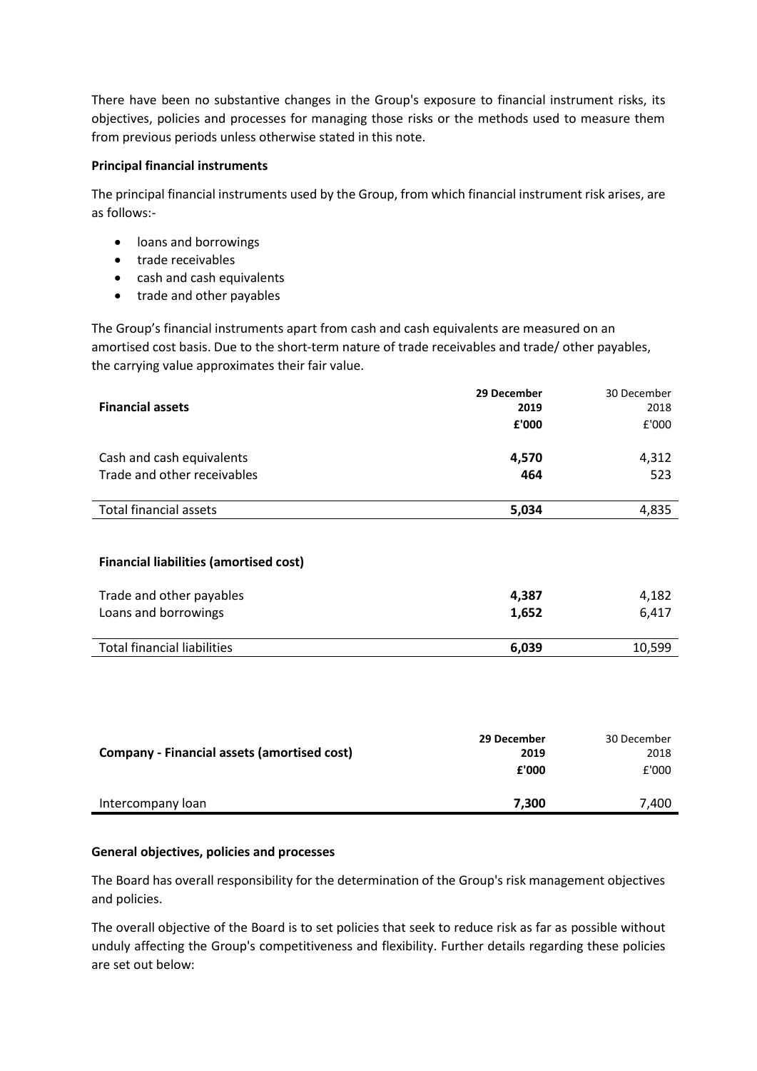There have been no substantive changes in the Group's exposure to financial instrument risks, its objectives, policies and processes for managing those risks or the methods used to measure them from previous periods unless otherwise stated in this note.

**Principal financial instruments**

The principal financial instruments used by the Group, from which financial instrument risk arises, are as follows:-

- loans and borrowings
- trade receivables
- cash and cash equivalents
- trade and other payables

The Group's financial instruments apart from cash and cash equivalents are measured on an amortised cost basis. Due to the short-term nature of trade receivables and trade/ other payables, the carrying value approximates their fair value.

| **Financial assets** | **29 December 2019 £'000** | 30 December 2018 £'000 |
|---|---|---|
| Cash and cash equivalents | **4,570** | 4,312 |
| Trade and other receivables | **464** | 523 |
| Total financial assets | **5,034** | 4,835 |

| **Financial liabilities (amortised cost)** | **29 December 2019 £'000** | 30 December 2018 £'000 |
|---|---|---|
| Trade and other payables | **4,387** | 4,182 |
| Loans and borrowings | **1,652** | 6,417 |
| Total financial liabilities | **6,039** | 10,599 |

| **Company - Financial assets (amortised cost)** | **29 December 2019 £'000** | 30 December 2018 £'000 |
|---|---|---|
| Intercompany loan | **7,300** | 7,400 |

**General objectives, policies and processes**

The Board has overall responsibility for the determination of the Group's risk management objectives and policies.

The overall objective of the Board is to set policies that seek to reduce risk as far as possible without unduly affecting the Group's competitiveness and flexibility. Further details regarding these policies are set out below: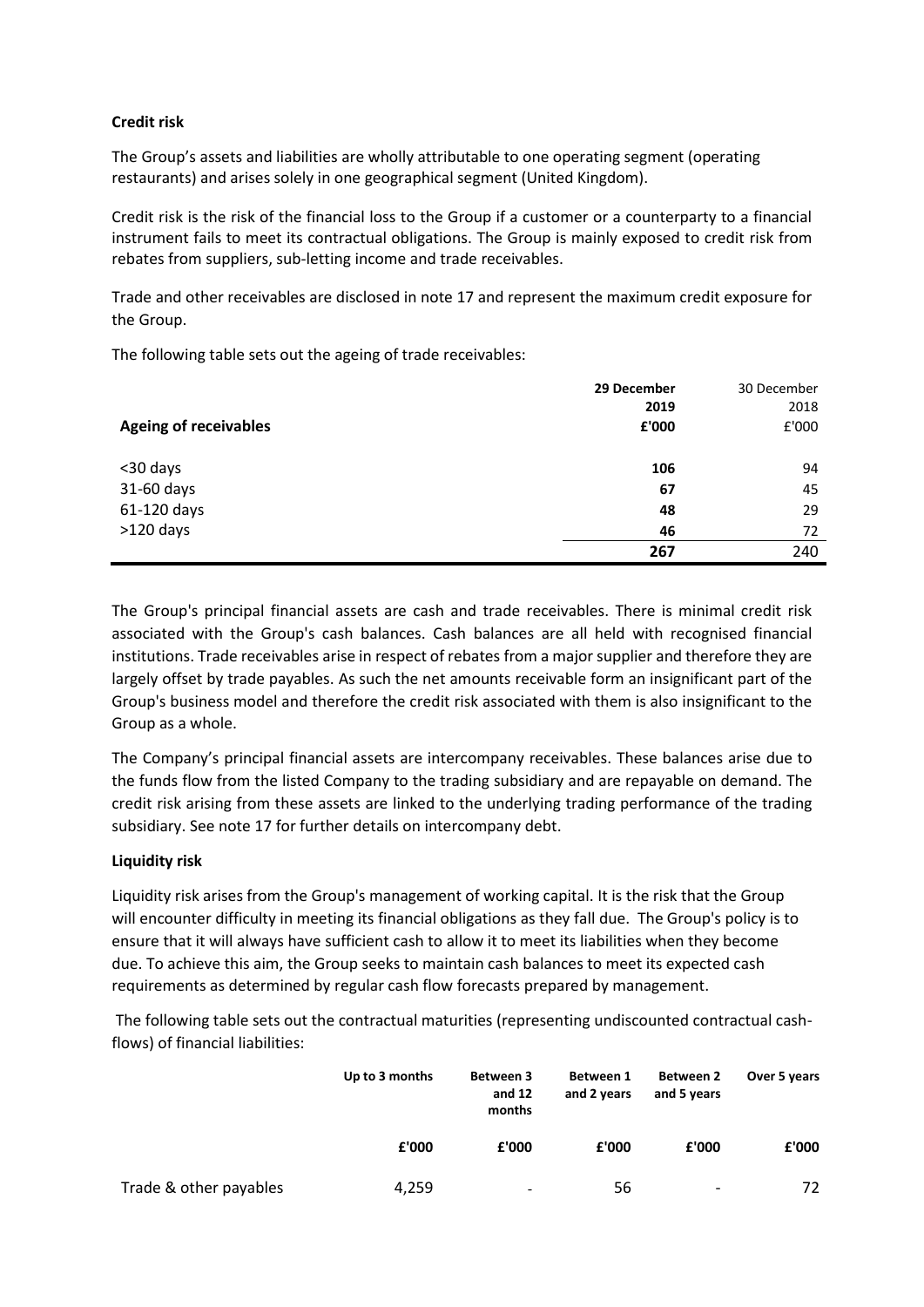**Credit risk**

The Group's assets and liabilities are wholly attributable to one operating segment (operating restaurants) and arises solely in one geographical segment (United Kingdom).

Credit risk is the risk of the financial loss to the Group if a customer or a counterparty to a financial instrument fails to meet its contractual obligations. The Group is mainly exposed to credit risk from rebates from suppliers, sub-letting income and trade receivables.

Trade and other receivables are disclosed in note 17 and represent the maximum credit exposure for the Group.

The following table sets out the ageing of trade receivables:

| Ageing of receivables | 29 December 2019 £'000 | 30 December 2018 £'000 |
|---|---|---|
| <30 days | 106 | 94 |
| 31-60 days | 67 | 45 |
| 61-120 days | 48 | 29 |
| >120 days | 46 | 72 |
| | **267** | 240 |

The Group's principal financial assets are cash and trade receivables. There is minimal credit risk associated with the Group's cash balances. Cash balances are all held with recognised financial institutions. Trade receivables arise in respect of rebates from a major supplier and therefore they are largely offset by trade payables. As such the net amounts receivable form an insignificant part of the Group's business model and therefore the credit risk associated with them is also insignificant to the Group as a whole.

The Company's principal financial assets are intercompany receivables. These balances arise due to the funds flow from the listed Company to the trading subsidiary and are repayable on demand. The credit risk arising from these assets are linked to the underlying trading performance of the trading subsidiary. See note 17 for further details on intercompany debt.

**Liquidity risk**

Liquidity risk arises from the Group's management of working capital. It is the risk that the Group will encounter difficulty in meeting its financial obligations as they fall due. The Group's policy is to ensure that it will always have sufficient cash to allow it to meet its liabilities when they become due. To achieve this aim, the Group seeks to maintain cash balances to meet its expected cash requirements as determined by regular cash flow forecasts prepared by management.

The following table sets out the contractual maturities (representing undiscounted contractual cash-flows) of financial liabilities:

| | Up to 3 months | Between 3 and 12 months | Between 1 and 2 years | Between 2 and 5 years | Over 5 years |
|---|---|---|---|---|---|
| | £'000 | £'000 | £'000 | £'000 | £'000 |
| Trade & other payables | 4,259 | - | 56 | - | 72 |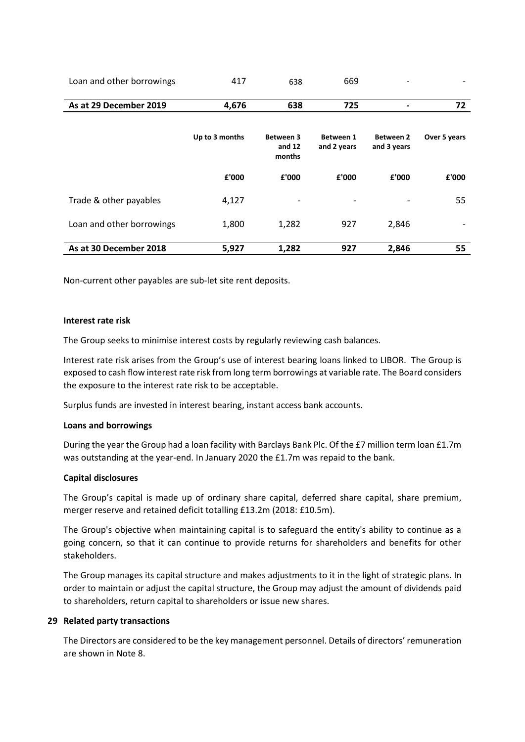| | | | | | |
|---|---|---|---|---|---|
| Loan and other borrowings | 417 | 638 | 669 | - | - |
| **As at 29 December 2019** | **4,676** | **638** | **725** | **-** | **72** |

| | Up to 3 months | Between 3 and 12 months | Between 1 and 2 years | Between 2 and 3 years | Over 5 years |
|---|---|---|---|---|---|
| | £'000 | £'000 | £'000 | £'000 | £'000 |
| Trade & other payables | 4,127 | - | - | - | 55 |
| Loan and other borrowings | 1,800 | 1,282 | 927 | 2,846 | - |
| **As at 30 December 2018** | **5,927** | **1,282** | **927** | **2,846** | **55** |

Non-current other payables are sub-let site rent deposits.

**Interest rate risk**

The Group seeks to minimise interest costs by regularly reviewing cash balances.

Interest rate risk arises from the Group's use of interest bearing loans linked to LIBOR. The Group is exposed to cash flow interest rate risk from long term borrowings at variable rate. The Board considers the exposure to the interest rate risk to be acceptable.

Surplus funds are invested in interest bearing, instant access bank accounts.

**Loans and borrowings**

During the year the Group had a loan facility with Barclays Bank Plc. Of the £7 million term loan £1.7m was outstanding at the year-end. In January 2020 the £1.7m was repaid to the bank.

**Capital disclosures**

The Group's capital is made up of ordinary share capital, deferred share capital, share premium, merger reserve and retained deficit totalling £13.2m (2018: £10.5m).

The Group's objective when maintaining capital is to safeguard the entity's ability to continue as a going concern, so that it can continue to provide returns for shareholders and benefits for other stakeholders.

The Group manages its capital structure and makes adjustments to it in the light of strategic plans. In order to maintain or adjust the capital structure, the Group may adjust the amount of dividends paid to shareholders, return capital to shareholders or issue new shares.

## 29 Related party transactions

The Directors are considered to be the key management personnel. Details of directors' remuneration are shown in Note 8.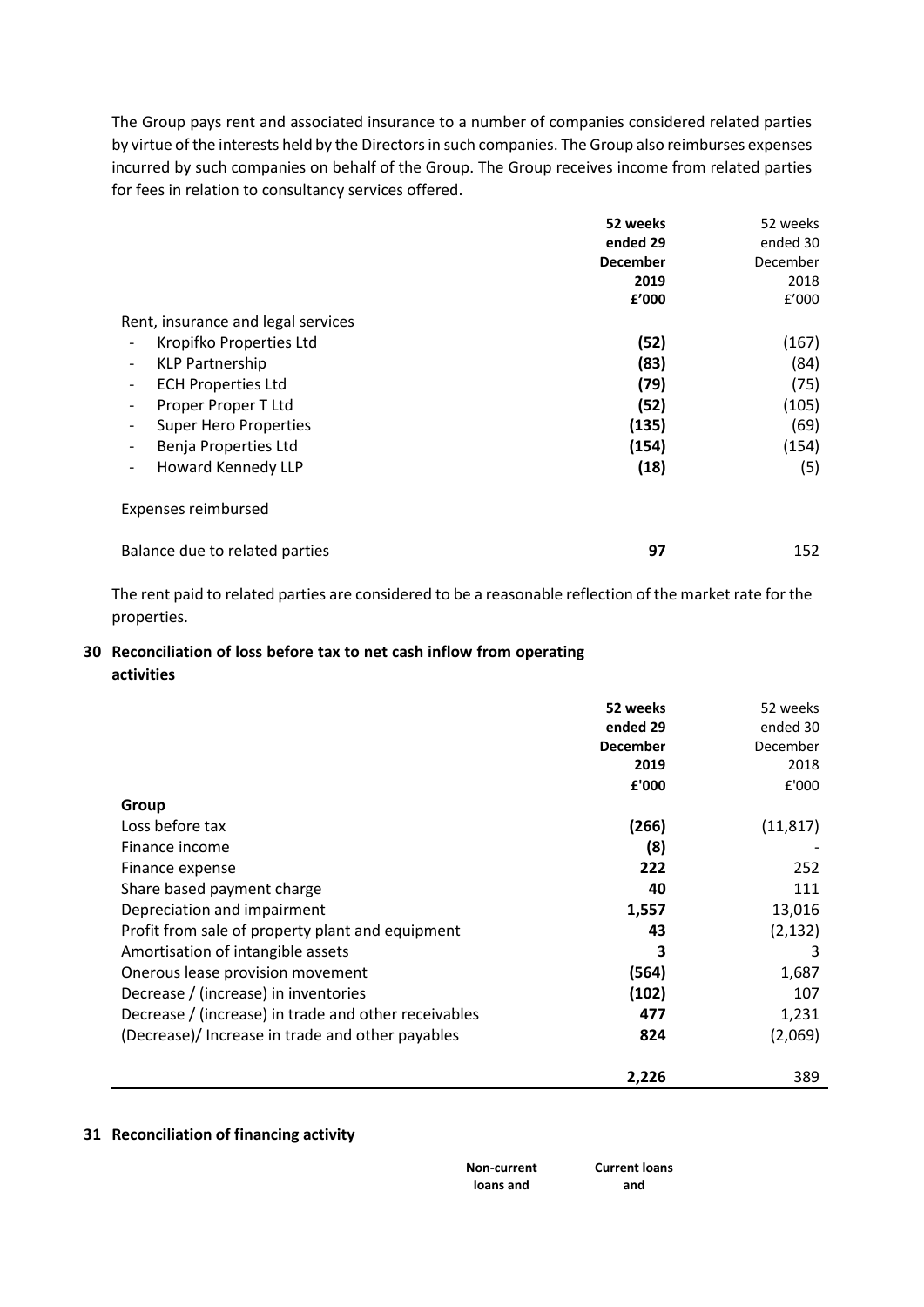The Group pays rent and associated insurance to a number of companies considered related parties by virtue of the interests held by the Directors in such companies. The Group also reimburses expenses incurred by such companies on behalf of the Group. The Group receives income from related parties for fees in relation to consultancy services offered.

| | **52 weeks ended 29 December 2019 £'000** | 52 weeks ended 30 December 2018 £'000 |
|---|---|---|
| Rent, insurance and legal services | | |
| - Kropifko Properties Ltd | **(52)** | (167) |
| - KLP Partnership | **(83)** | (84) |
| - ECH Properties Ltd | **(79)** | (75) |
| - Proper Proper T Ltd | **(52)** | (105) |
| - Super Hero Properties | **(135)** | (69) |
| - Benja Properties Ltd | **(154)** | (154) |
| - Howard Kennedy LLP | **(18)** | (5) |
| Expenses reimbursed | | |
| Balance due to related parties | **97** | 152 |

The rent paid to related parties are considered to be a reasonable reflection of the market rate for the properties.

## 30 Reconciliation of loss before tax to net cash inflow from operating activities

| | **52 weeks ended 29 December 2019 £'000** | 52 weeks ended 30 December 2018 £'000 |
|---|---|---|
| **Group** | | |
| Loss before tax | **(266)** | (11,817) |
| Finance income | **(8)** | - |
| Finance expense | **222** | 252 |
| Share based payment charge | **40** | 111 |
| Depreciation and impairment | **1,557** | 13,016 |
| Profit from sale of property plant and equipment | **43** | (2,132) |
| Amortisation of intangible assets | **3** | 3 |
| Onerous lease provision movement | **(564)** | 1,687 |
| Decrease / (increase) in inventories | **(102)** | 107 |
| Decrease / (increase) in trade and other receivables | **477** | 1,231 |
| (Decrease)/ Increase in trade and other payables | **824** | (2,069) |
| | **2,226** | 389 |

## 31 Reconciliation of financing activity

| | **Non-current loans and** | **Current loans and** |
|---|---|---|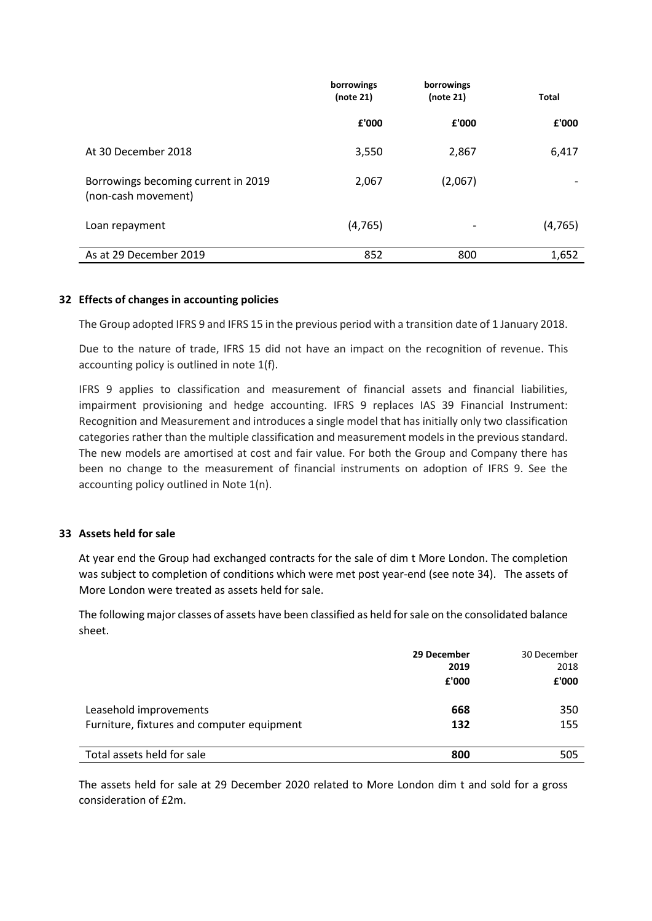| | borrowings (note 21) | borrowings (note 21) | Total |
|---|---|---|---|
| | £'000 | £'000 | £'000 |
| At 30 December 2018 | 3,550 | 2,867 | 6,417 |
| Borrowings becoming current in 2019 (non-cash movement) | 2,067 | (2,067) | - |
| Loan repayment | (4,765) | - | (4,765) |
| As at 29 December 2019 | 852 | 800 | 1,652 |

## 32 Effects of changes in accounting policies

The Group adopted IFRS 9 and IFRS 15 in the previous period with a transition date of 1 January 2018.

Due to the nature of trade, IFRS 15 did not have an impact on the recognition of revenue. This accounting policy is outlined in note 1(f).

IFRS 9 applies to classification and measurement of financial assets and financial liabilities, impairment provisioning and hedge accounting. IFRS 9 replaces IAS 39 Financial Instrument: Recognition and Measurement and introduces a single model that has initially only two classification categories rather than the multiple classification and measurement models in the previous standard. The new models are amortised at cost and fair value. For both the Group and Company there has been no change to the measurement of financial instruments on adoption of IFRS 9. See the accounting policy outlined in Note 1(n).

## 33 Assets held for sale

At year end the Group had exchanged contracts for the sale of dim t More London. The completion was subject to completion of conditions which were met post year-end (see note 34). The assets of More London were treated as assets held for sale.

The following major classes of assets have been classified as held for sale on the consolidated balance sheet.

| | **29 December 2019** | 30 December 2018 |
|---|---|---|
| | **£'000** | **£'000** |
| Leasehold improvements | **668** | 350 |
| Furniture, fixtures and computer equipment | **132** | 155 |
| Total assets held for sale | **800** | 505 |

The assets held for sale at 29 December 2020 related to More London dim t and sold for a gross consideration of £2m.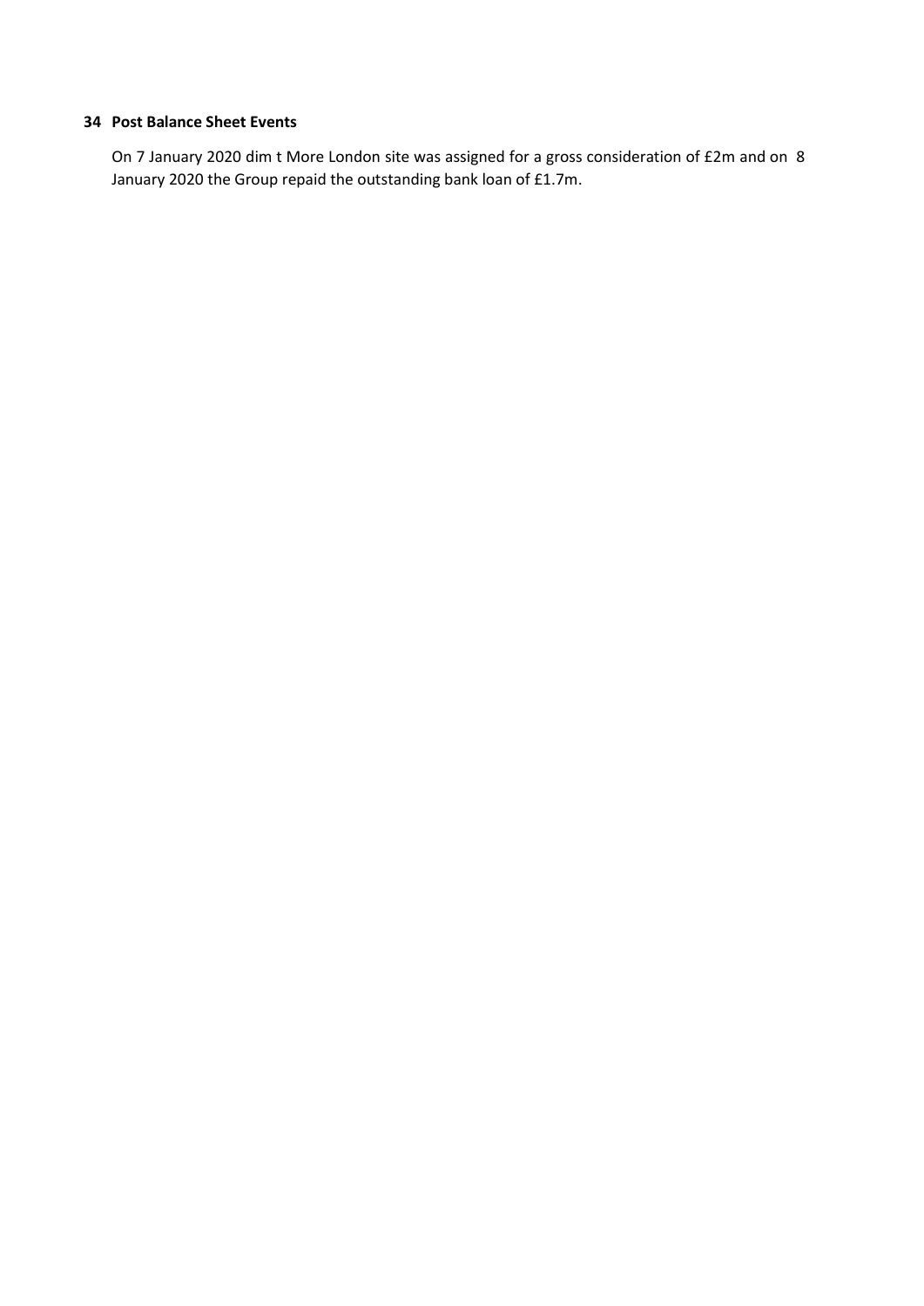## 34 Post Balance Sheet Events

On 7 January 2020 dim t More London site was assigned for a gross consideration of £2m and on 8 January 2020 the Group repaid the outstanding bank loan of £1.7m.